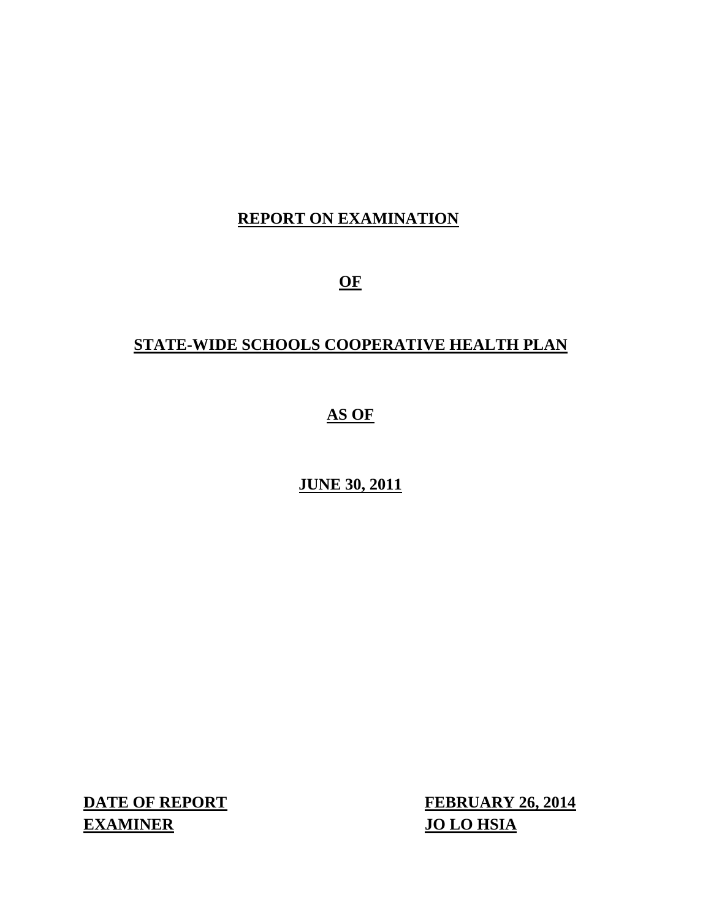# REPORT ON EXAMINATION

# OF

# STATE-WIDE SCHOOLS COOPERATIVE HEALTH PLAN

# AS OF

# JUNE 30, 2011

**DATE OF REPORT** **FEBRUARY 26, 2014**

**EXAMINER** **JO LO HSIA**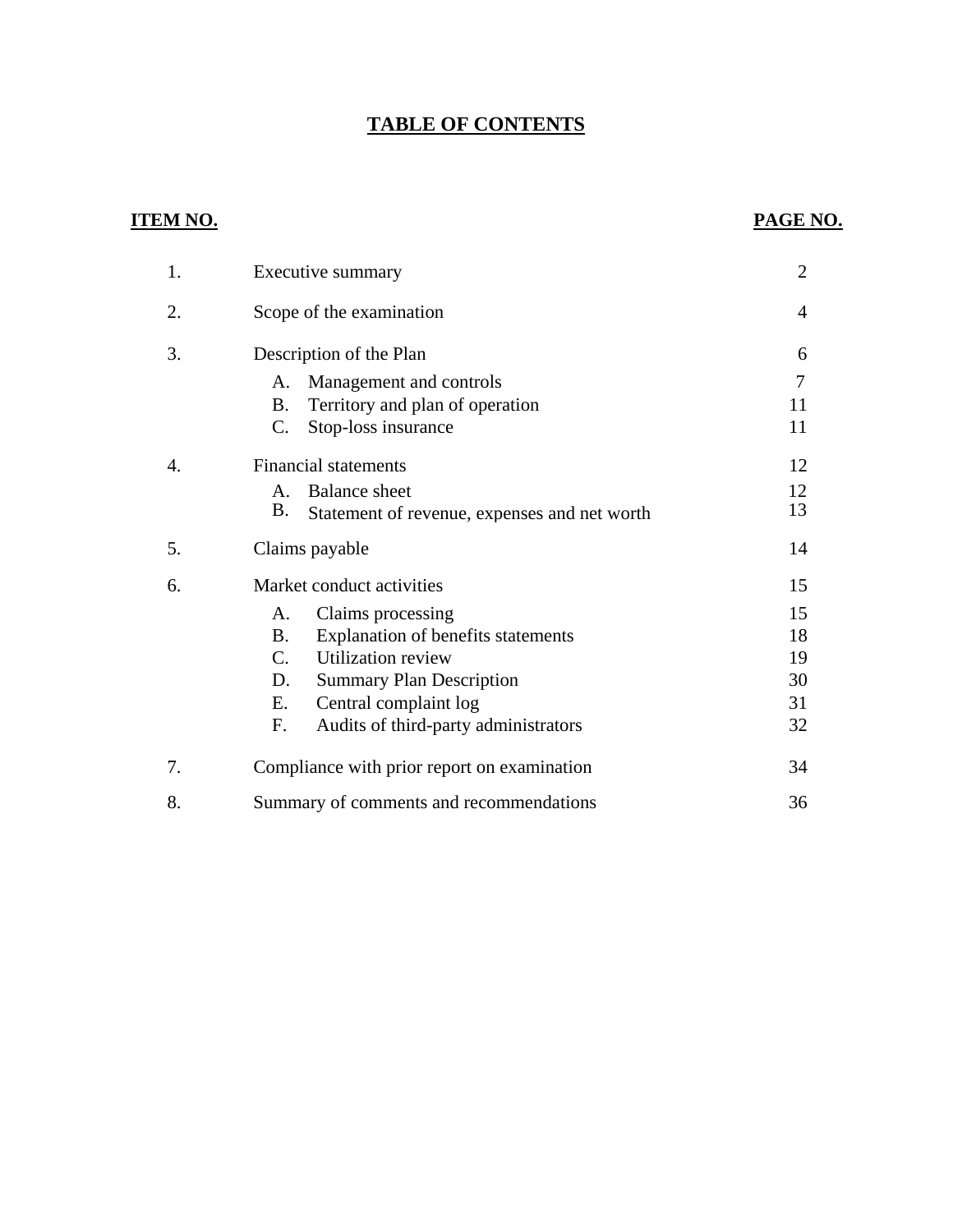# TABLE OF CONTENTS

| ITEM NO. | | PAGE NO. |
|---|---|---|
| 1. | Executive summary | 2 |
| 2. | Scope of the examination | 4 |
| 3. | Description of the Plan | 6 |
| | A. Management and controls | 7 |
| | B. Territory and plan of operation | 11 |
| | C. Stop-loss insurance | 11 |
| 4. | Financial statements | 12 |
| | A. Balance sheet | 12 |
| | B. Statement of revenue, expenses and net worth | 13 |
| 5. | Claims payable | 14 |
| 6. | Market conduct activities | 15 |
| | A. Claims processing | 15 |
| | B. Explanation of benefits statements | 18 |
| | C. Utilization review | 19 |
| | D. Summary Plan Description | 30 |
| | E. Central complaint log | 31 |
| | F. Audits of third-party administrators | 32 |
| 7. | Compliance with prior report on examination | 34 |
| 8. | Summary of comments and recommendations | 36 |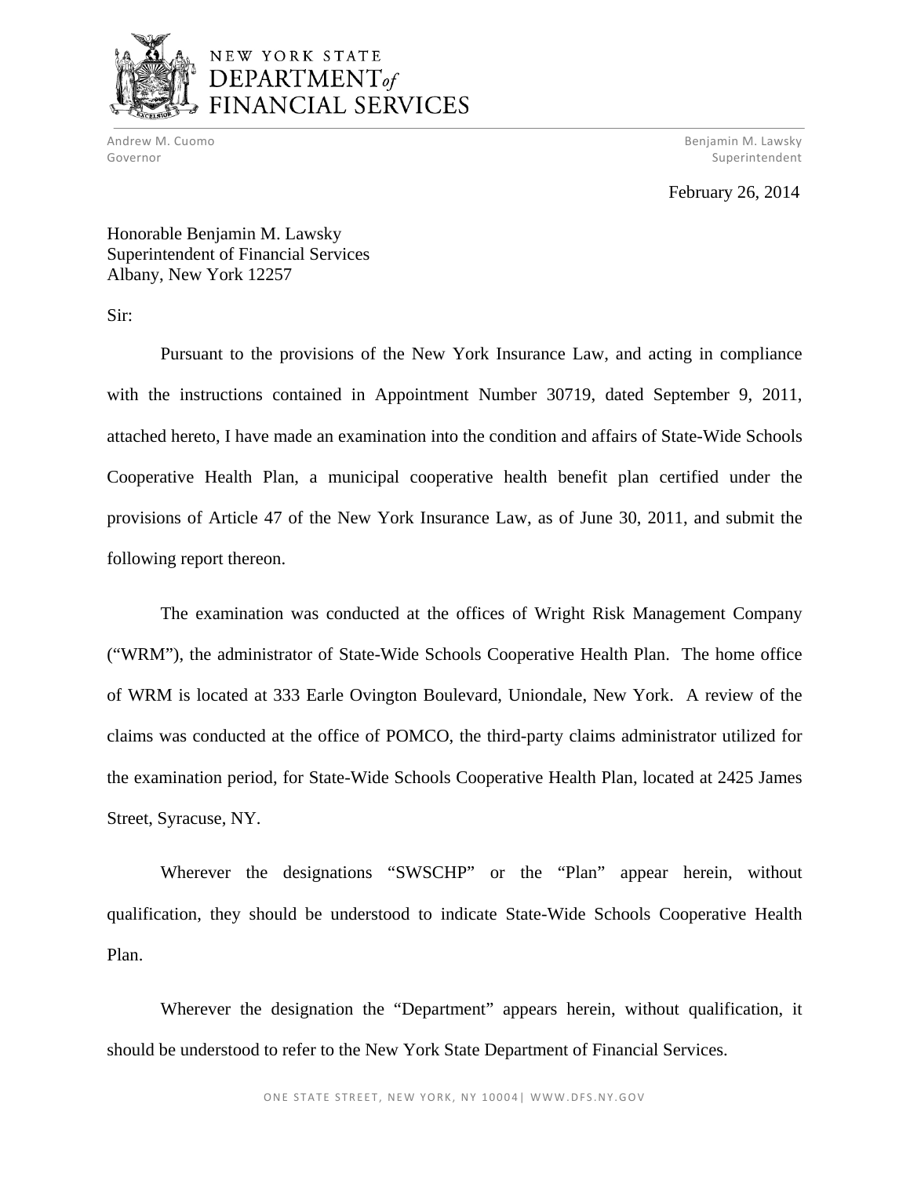NEW YORK STATE
DEPARTMENT of
FINANCIAL SERVICES

Andrew M. Cuomo
Governor

Benjamin M. Lawsky
Superintendent

February 26, 2014

Honorable Benjamin M. Lawsky
Superintendent of Financial Services
Albany, New York 12257

Sir:

Pursuant to the provisions of the New York Insurance Law, and acting in compliance with the instructions contained in Appointment Number 30719, dated September 9, 2011, attached hereto, I have made an examination into the condition and affairs of State-Wide Schools Cooperative Health Plan, a municipal cooperative health benefit plan certified under the provisions of Article 47 of the New York Insurance Law, as of June 30, 2011, and submit the following report thereon.

The examination was conducted at the offices of Wright Risk Management Company ("WRM"), the administrator of State-Wide Schools Cooperative Health Plan. The home office of WRM is located at 333 Earle Ovington Boulevard, Uniondale, New York. A review of the claims was conducted at the office of POMCO, the third-party claims administrator utilized for the examination period, for State-Wide Schools Cooperative Health Plan, located at 2425 James Street, Syracuse, NY.

Wherever the designations "SWSCHP" or the "Plan" appear herein, without qualification, they should be understood to indicate State-Wide Schools Cooperative Health Plan.

Wherever the designation the "Department" appears herein, without qualification, it should be understood to refer to the New York State Department of Financial Services.

ONE STATE STREET, NEW YORK, NY 10004| WWW.DFS.NY.GOV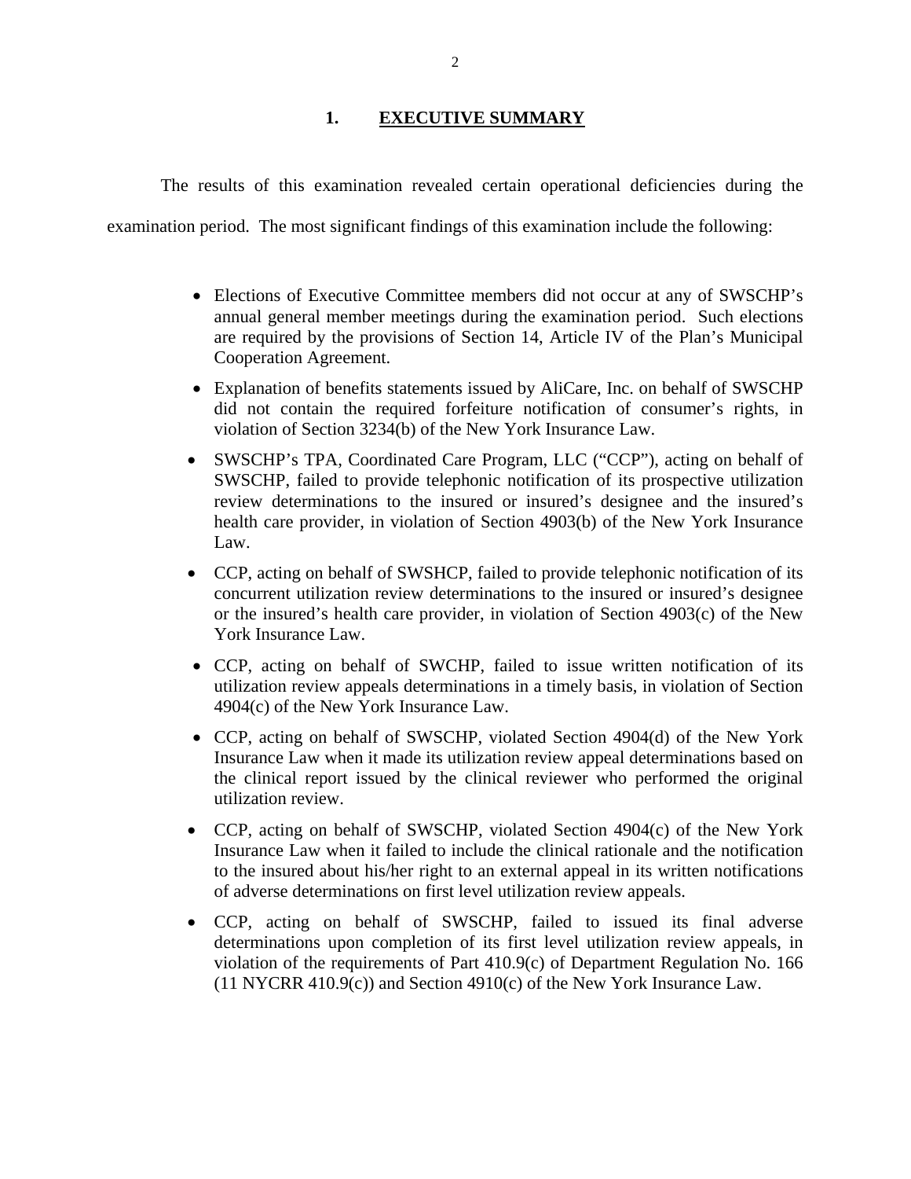## 1. EXECUTIVE SUMMARY

The results of this examination revealed certain operational deficiencies during the examination period. The most significant findings of this examination include the following:

- Elections of Executive Committee members did not occur at any of SWSCHP's annual general member meetings during the examination period. Such elections are required by the provisions of Section 14, Article IV of the Plan's Municipal Cooperation Agreement.
- Explanation of benefits statements issued by AliCare, Inc. on behalf of SWSCHP did not contain the required forfeiture notification of consumer's rights, in violation of Section 3234(b) of the New York Insurance Law.
- SWSCHP's TPA, Coordinated Care Program, LLC ("CCP"), acting on behalf of SWSCHP, failed to provide telephonic notification of its prospective utilization review determinations to the insured or insured's designee and the insured's health care provider, in violation of Section 4903(b) of the New York Insurance Law.
- CCP, acting on behalf of SWSHCP, failed to provide telephonic notification of its concurrent utilization review determinations to the insured or insured's designee or the insured's health care provider, in violation of Section 4903(c) of the New York Insurance Law.
- CCP, acting on behalf of SWCHP, failed to issue written notification of its utilization review appeals determinations in a timely basis, in violation of Section 4904(c) of the New York Insurance Law.
- CCP, acting on behalf of SWSCHP, violated Section 4904(d) of the New York Insurance Law when it made its utilization review appeal determinations based on the clinical report issued by the clinical reviewer who performed the original utilization review.
- CCP, acting on behalf of SWSCHP, violated Section 4904(c) of the New York Insurance Law when it failed to include the clinical rationale and the notification to the insured about his/her right to an external appeal in its written notifications of adverse determinations on first level utilization review appeals.
- CCP, acting on behalf of SWSCHP, failed to issued its final adverse determinations upon completion of its first level utilization review appeals, in violation of the requirements of Part 410.9(c) of Department Regulation No. 166 (11 NYCRR 410.9(c)) and Section 4910(c) of the New York Insurance Law.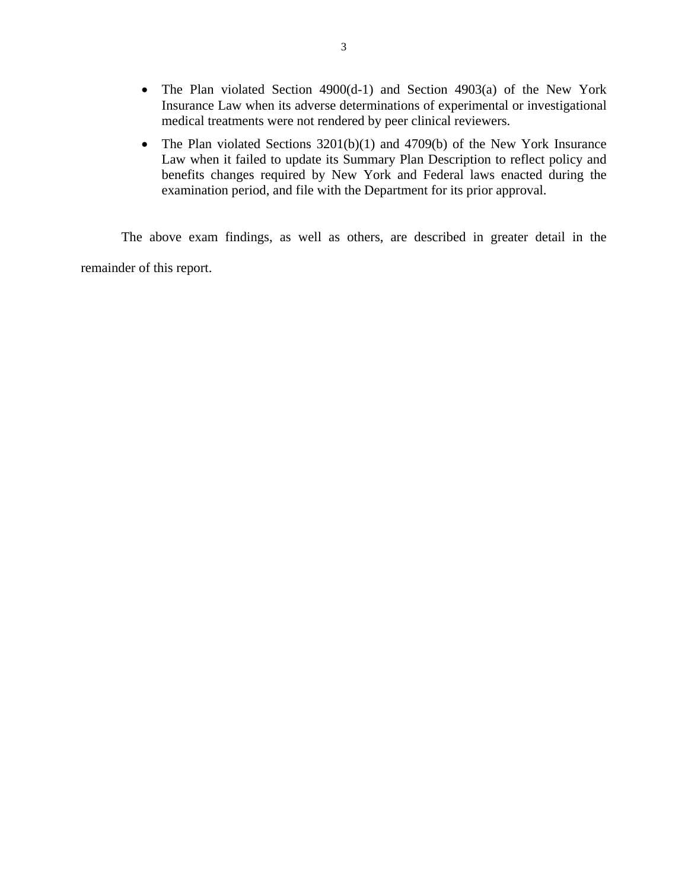- The Plan violated Section 4900(d-1) and Section 4903(a) of the New York Insurance Law when its adverse determinations of experimental or investigational medical treatments were not rendered by peer clinical reviewers.
- The Plan violated Sections 3201(b)(1) and 4709(b) of the New York Insurance Law when it failed to update its Summary Plan Description to reflect policy and benefits changes required by New York and Federal laws enacted during the examination period, and file with the Department for its prior approval.

The above exam findings, as well as others, are described in greater detail in the remainder of this report.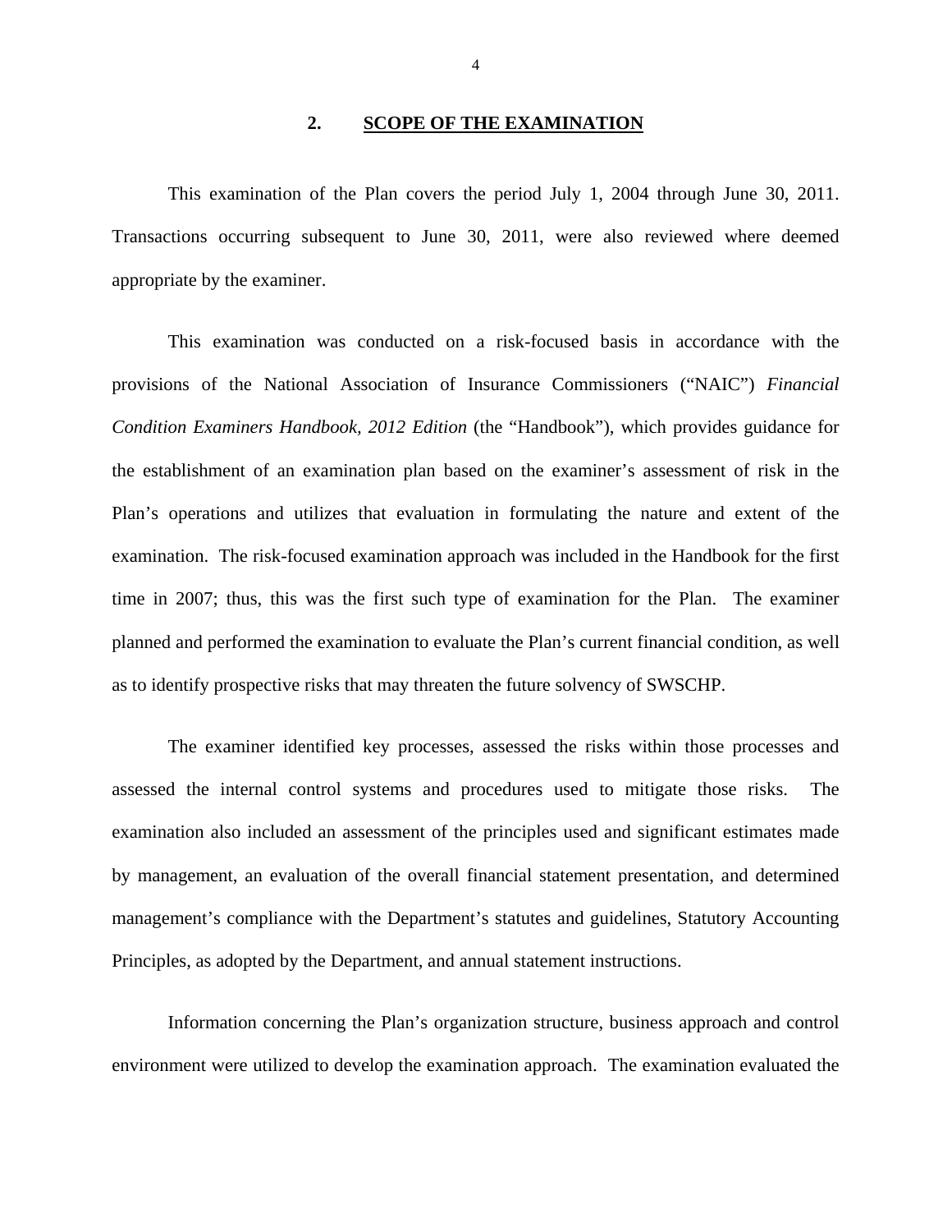## 2. SCOPE OF THE EXAMINATION

This examination of the Plan covers the period July 1, 2004 through June 30, 2011. Transactions occurring subsequent to June 30, 2011, were also reviewed where deemed appropriate by the examiner.

This examination was conducted on a risk-focused basis in accordance with the provisions of the National Association of Insurance Commissioners ("NAIC") *Financial Condition Examiners Handbook, 2012 Edition* (the "Handbook"), which provides guidance for the establishment of an examination plan based on the examiner's assessment of risk in the Plan's operations and utilizes that evaluation in formulating the nature and extent of the examination. The risk-focused examination approach was included in the Handbook for the first time in 2007; thus, this was the first such type of examination for the Plan. The examiner planned and performed the examination to evaluate the Plan's current financial condition, as well as to identify prospective risks that may threaten the future solvency of SWSCHP.

The examiner identified key processes, assessed the risks within those processes and assessed the internal control systems and procedures used to mitigate those risks. The examination also included an assessment of the principles used and significant estimates made by management, an evaluation of the overall financial statement presentation, and determined management's compliance with the Department's statutes and guidelines, Statutory Accounting Principles, as adopted by the Department, and annual statement instructions.

Information concerning the Plan's organization structure, business approach and control environment were utilized to develop the examination approach. The examination evaluated the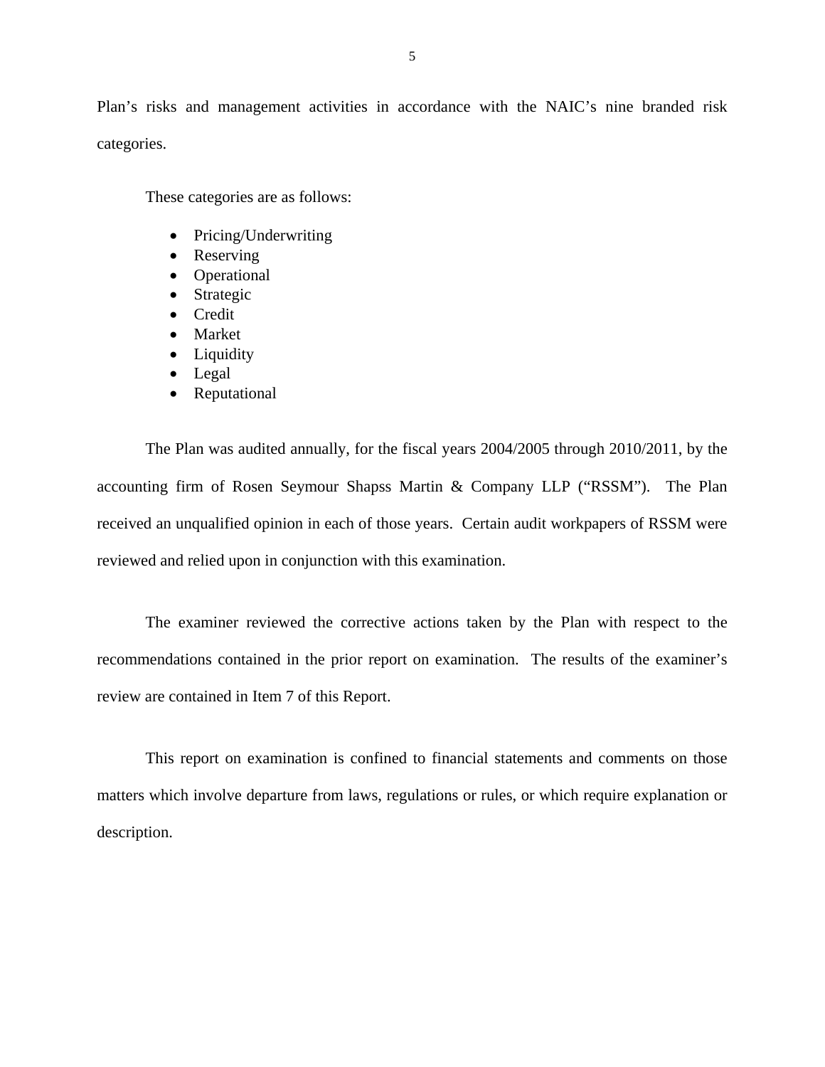Plan's risks and management activities in accordance with the NAIC's nine branded risk categories.

These categories are as follows:

- Pricing/Underwriting
- Reserving
- Operational
- Strategic
- Credit
- Market
- Liquidity
- Legal
- Reputational

The Plan was audited annually, for the fiscal years 2004/2005 through 2010/2011, by the accounting firm of Rosen Seymour Shapss Martin & Company LLP ("RSSM"). The Plan received an unqualified opinion in each of those years. Certain audit workpapers of RSSM were reviewed and relied upon in conjunction with this examination.

The examiner reviewed the corrective actions taken by the Plan with respect to the recommendations contained in the prior report on examination. The results of the examiner's review are contained in Item 7 of this Report.

This report on examination is confined to financial statements and comments on those matters which involve departure from laws, regulations or rules, or which require explanation or description.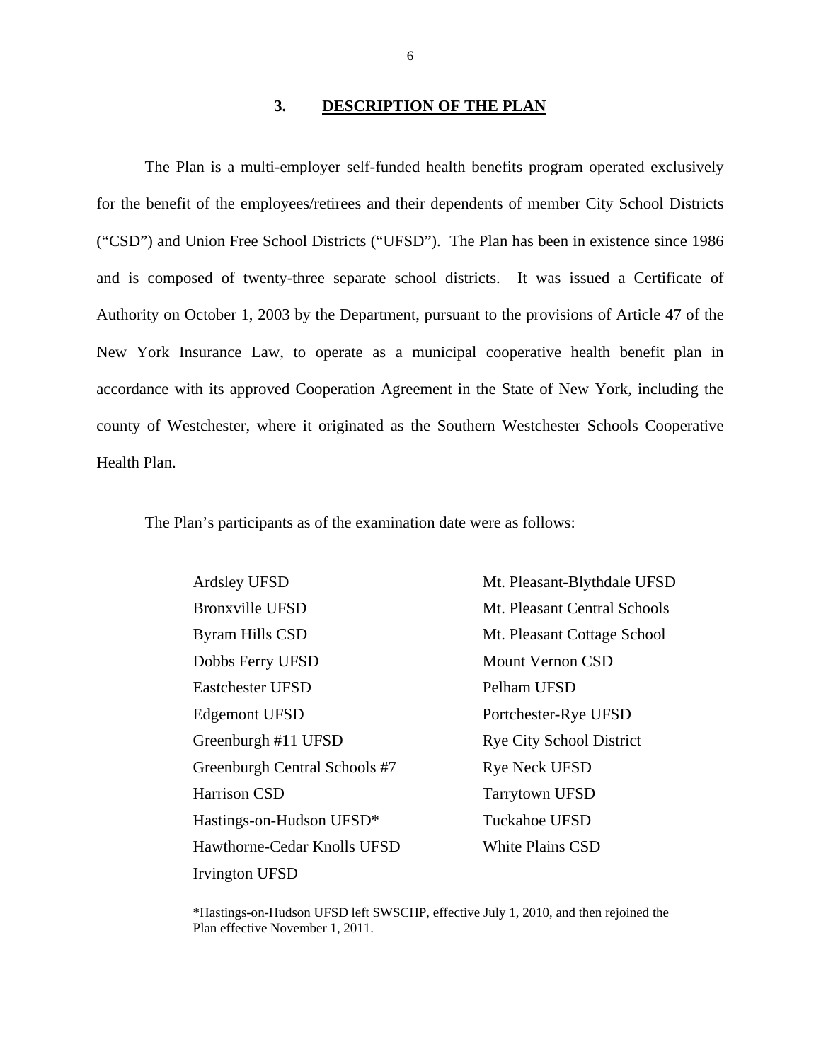## 3. DESCRIPTION OF THE PLAN

The Plan is a multi-employer self-funded health benefits program operated exclusively for the benefit of the employees/retirees and their dependents of member City School Districts ("CSD") and Union Free School Districts ("UFSD"). The Plan has been in existence since 1986 and is composed of twenty-three separate school districts. It was issued a Certificate of Authority on October 1, 2003 by the Department, pursuant to the provisions of Article 47 of the New York Insurance Law, to operate as a municipal cooperative health benefit plan in accordance with its approved Cooperation Agreement in the State of New York, including the county of Westchester, where it originated as the Southern Westchester Schools Cooperative Health Plan.

The Plan's participants as of the examination date were as follows:

- Ardsley UFSD
- Bronxville UFSD
- Byram Hills CSD
- Dobbs Ferry UFSD
- Eastchester UFSD
- Edgemont UFSD
- Greenburgh #11 UFSD
- Greenburgh Central Schools #7
- Harrison CSD
- Hastings-on-Hudson UFSD*
- Hawthorne-Cedar Knolls UFSD
- Irvington UFSD
- Mt. Pleasant-Blythdale UFSD
- Mt. Pleasant Central Schools
- Mt. Pleasant Cottage School
- Mount Vernon CSD
- Pelham UFSD
- Portchester-Rye UFSD
- Rye City School District
- Rye Neck UFSD
- Tarrytown UFSD
- Tuckahoe UFSD
- White Plains CSD

*Hastings-on-Hudson UFSD left SWSCHP, effective July 1, 2010, and then rejoined the Plan effective November 1, 2011.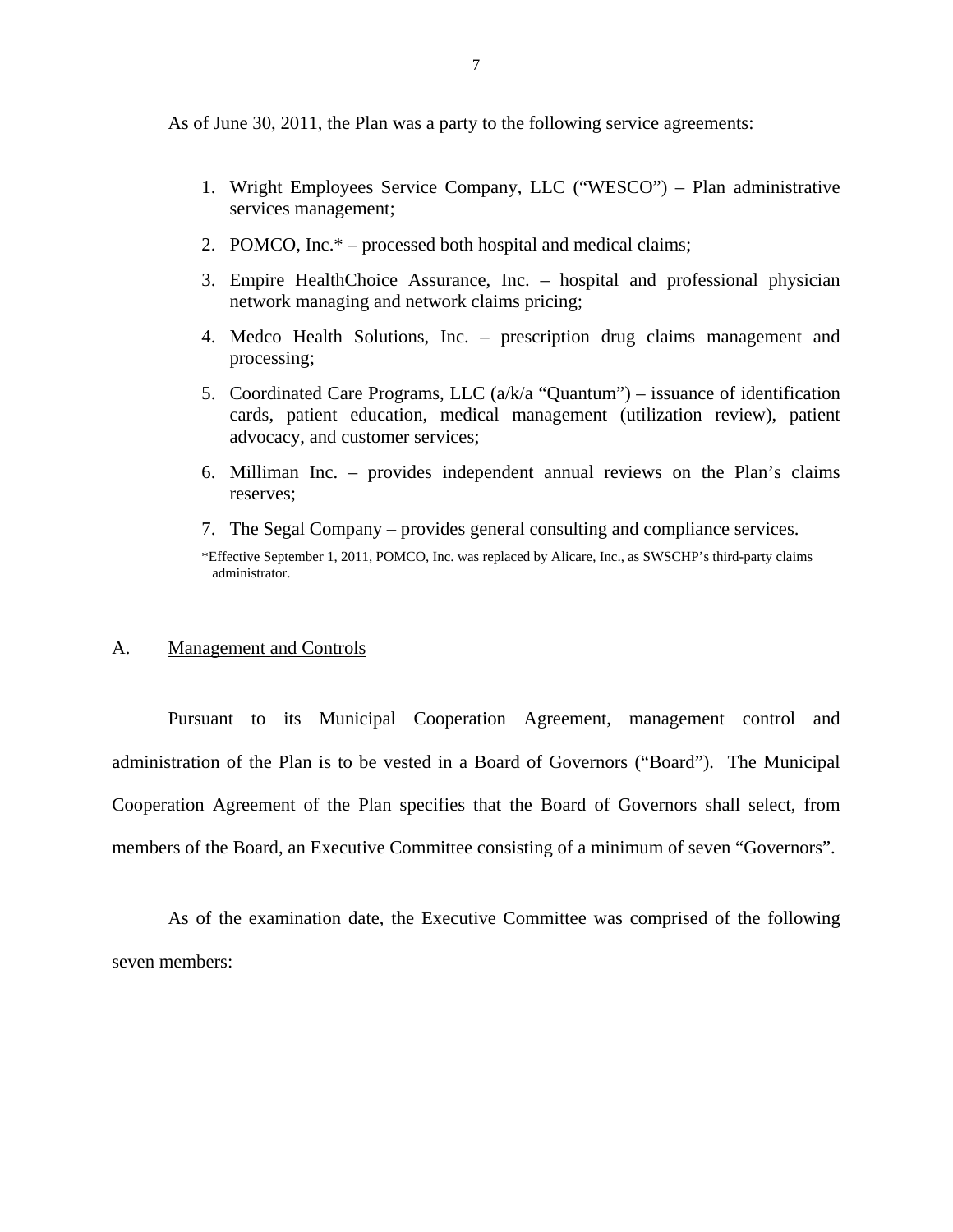As of June 30, 2011, the Plan was a party to the following service agreements:

1. Wright Employees Service Company, LLC ("WESCO") – Plan administrative services management;
2. POMCO, Inc.* – processed both hospital and medical claims;
3. Empire HealthChoice Assurance, Inc. – hospital and professional physician network managing and network claims pricing;
4. Medco Health Solutions, Inc. – prescription drug claims management and processing;
5. Coordinated Care Programs, LLC (a/k/a "Quantum") – issuance of identification cards, patient education, medical management (utilization review), patient advocacy, and customer services;
6. Milliman Inc. – provides independent annual reviews on the Plan's claims reserves;
7. The Segal Company – provides general consulting and compliance services.

*Effective September 1, 2011, POMCO, Inc. was replaced by Alicare, Inc., as SWSCHP's third-party claims administrator.

## A. Management and Controls

Pursuant to its Municipal Cooperation Agreement, management control and administration of the Plan is to be vested in a Board of Governors ("Board"). The Municipal Cooperation Agreement of the Plan specifies that the Board of Governors shall select, from members of the Board, an Executive Committee consisting of a minimum of seven "Governors".

As of the examination date, the Executive Committee was comprised of the following seven members: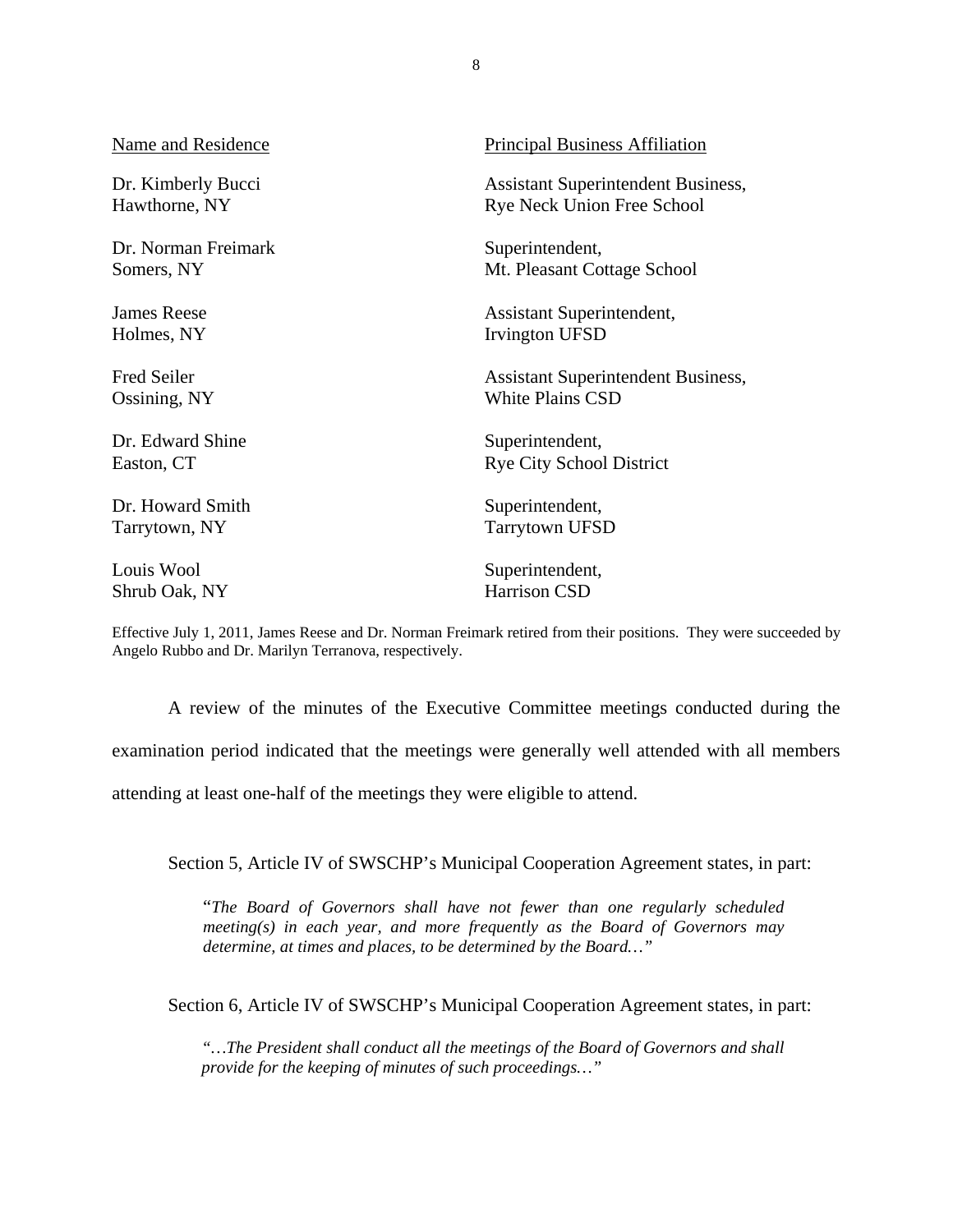| Name and Residence | Principal Business Affiliation |
|---|---|
| Dr. Kimberly Bucci<br>Hawthorne, NY | Assistant Superintendent Business,<br>Rye Neck Union Free School |
| Dr. Norman Freimark<br>Somers, NY | Superintendent,<br>Mt. Pleasant Cottage School |
| James Reese<br>Holmes, NY | Assistant Superintendent,<br>Irvington UFSD |
| Fred Seiler<br>Ossining, NY | Assistant Superintendent Business,<br>White Plains CSD |
| Dr. Edward Shine<br>Easton, CT | Superintendent,<br>Rye City School District |
| Dr. Howard Smith<br>Tarrytown, NY | Superintendent,<br>Tarrytown UFSD |
| Louis Wool<br>Shrub Oak, NY | Superintendent,<br>Harrison CSD |

Effective July 1, 2011, James Reese and Dr. Norman Freimark retired from their positions. They were succeeded by Angelo Rubbo and Dr. Marilyn Terranova, respectively.

A review of the minutes of the Executive Committee meetings conducted during the examination period indicated that the meetings were generally well attended with all members attending at least one-half of the meetings they were eligible to attend.

Section 5, Article IV of SWSCHP's Municipal Cooperation Agreement states, in part:

> "*The Board of Governors shall have not fewer than one regularly scheduled meeting(s) in each year, and more frequently as the Board of Governors may determine, at times and places, to be determined by the Board…*"

Section 6, Article IV of SWSCHP's Municipal Cooperation Agreement states, in part:

> *"…The President shall conduct all the meetings of the Board of Governors and shall provide for the keeping of minutes of such proceedings…"*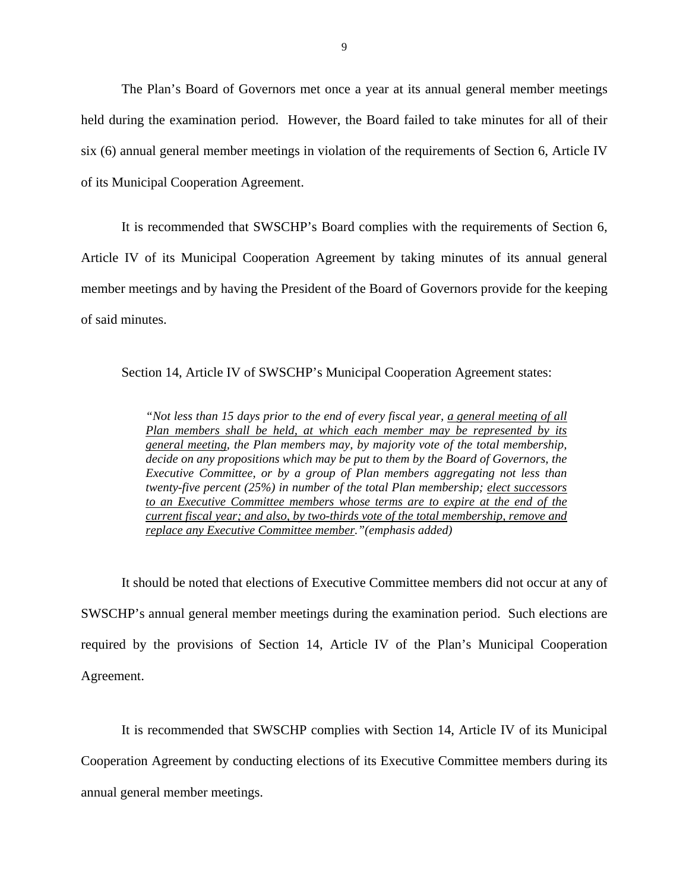The Plan's Board of Governors met once a year at its annual general member meetings held during the examination period. However, the Board failed to take minutes for all of their six (6) annual general member meetings in violation of the requirements of Section 6, Article IV of its Municipal Cooperation Agreement.

It is recommended that SWSCHP's Board complies with the requirements of Section 6, Article IV of its Municipal Cooperation Agreement by taking minutes of its annual general member meetings and by having the President of the Board of Governors provide for the keeping of said minutes.

Section 14, Article IV of SWSCHP's Municipal Cooperation Agreement states:

> *"Not less than 15 days prior to the end of every fiscal year, <u>a general meeting of all Plan members shall be held, at which each member may be represented by its general meeting</u>, the Plan members may, by majority vote of the total membership, decide on any propositions which may be put to them by the Board of Governors, the Executive Committee, or by a group of Plan members aggregating not less than twenty-five percent (25%) in number of the total Plan membership; <u>elect successors to an Executive Committee members whose terms are to expire at the end of the current fiscal year; and also, by two-thirds vote of the total membership, remove and replace any Executive Committee member</u>."(emphasis added)*

It should be noted that elections of Executive Committee members did not occur at any of SWSCHP's annual general member meetings during the examination period. Such elections are required by the provisions of Section 14, Article IV of the Plan's Municipal Cooperation Agreement.

It is recommended that SWSCHP complies with Section 14, Article IV of its Municipal Cooperation Agreement by conducting elections of its Executive Committee members during its annual general member meetings.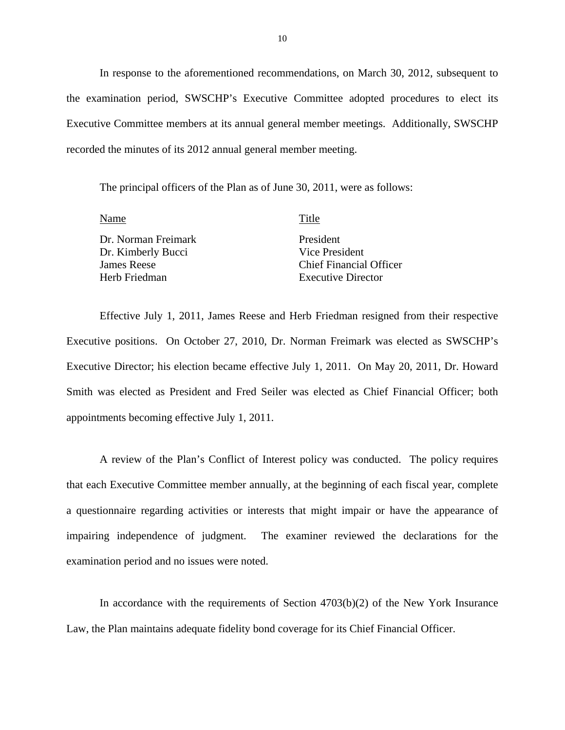In response to the aforementioned recommendations, on March 30, 2012, subsequent to the examination period, SWSCHP's Executive Committee adopted procedures to elect its Executive Committee members at its annual general member meetings. Additionally, SWSCHP recorded the minutes of its 2012 annual general member meeting.

The principal officers of the Plan as of June 30, 2011, were as follows:

| Name | Title |
|---|---|
| Dr. Norman Freimark | President |
| Dr. Kimberly Bucci | Vice President |
| James Reese | Chief Financial Officer |
| Herb Friedman | Executive Director |

Effective July 1, 2011, James Reese and Herb Friedman resigned from their respective Executive positions. On October 27, 2010, Dr. Norman Freimark was elected as SWSCHP's Executive Director; his election became effective July 1, 2011. On May 20, 2011, Dr. Howard Smith was elected as President and Fred Seiler was elected as Chief Financial Officer; both appointments becoming effective July 1, 2011.

A review of the Plan's Conflict of Interest policy was conducted. The policy requires that each Executive Committee member annually, at the beginning of each fiscal year, complete a questionnaire regarding activities or interests that might impair or have the appearance of impairing independence of judgment. The examiner reviewed the declarations for the examination period and no issues were noted.

In accordance with the requirements of Section 4703(b)(2) of the New York Insurance Law, the Plan maintains adequate fidelity bond coverage for its Chief Financial Officer.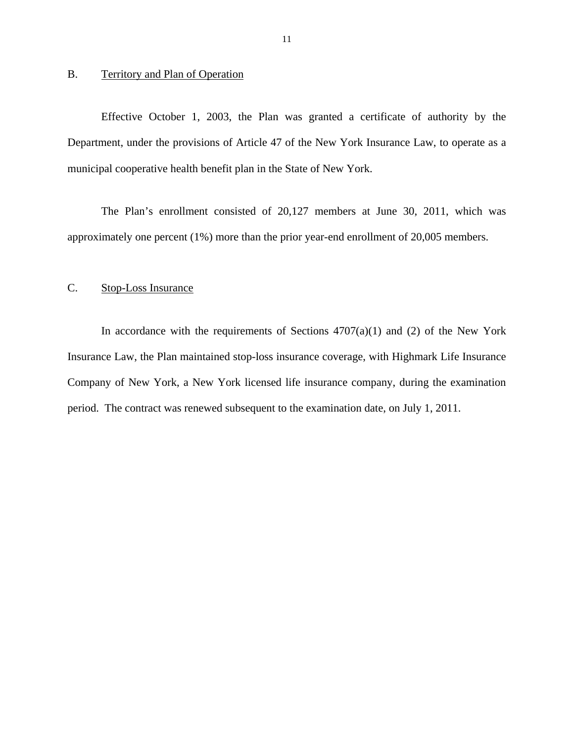## B. Territory and Plan of Operation

Effective October 1, 2003, the Plan was granted a certificate of authority by the Department, under the provisions of Article 47 of the New York Insurance Law, to operate as a municipal cooperative health benefit plan in the State of New York.

The Plan's enrollment consisted of 20,127 members at June 30, 2011, which was approximately one percent (1%) more than the prior year-end enrollment of 20,005 members.

## C. Stop-Loss Insurance

In accordance with the requirements of Sections 4707(a)(1) and (2) of the New York Insurance Law, the Plan maintained stop-loss insurance coverage, with Highmark Life Insurance Company of New York, a New York licensed life insurance company, during the examination period. The contract was renewed subsequent to the examination date, on July 1, 2011.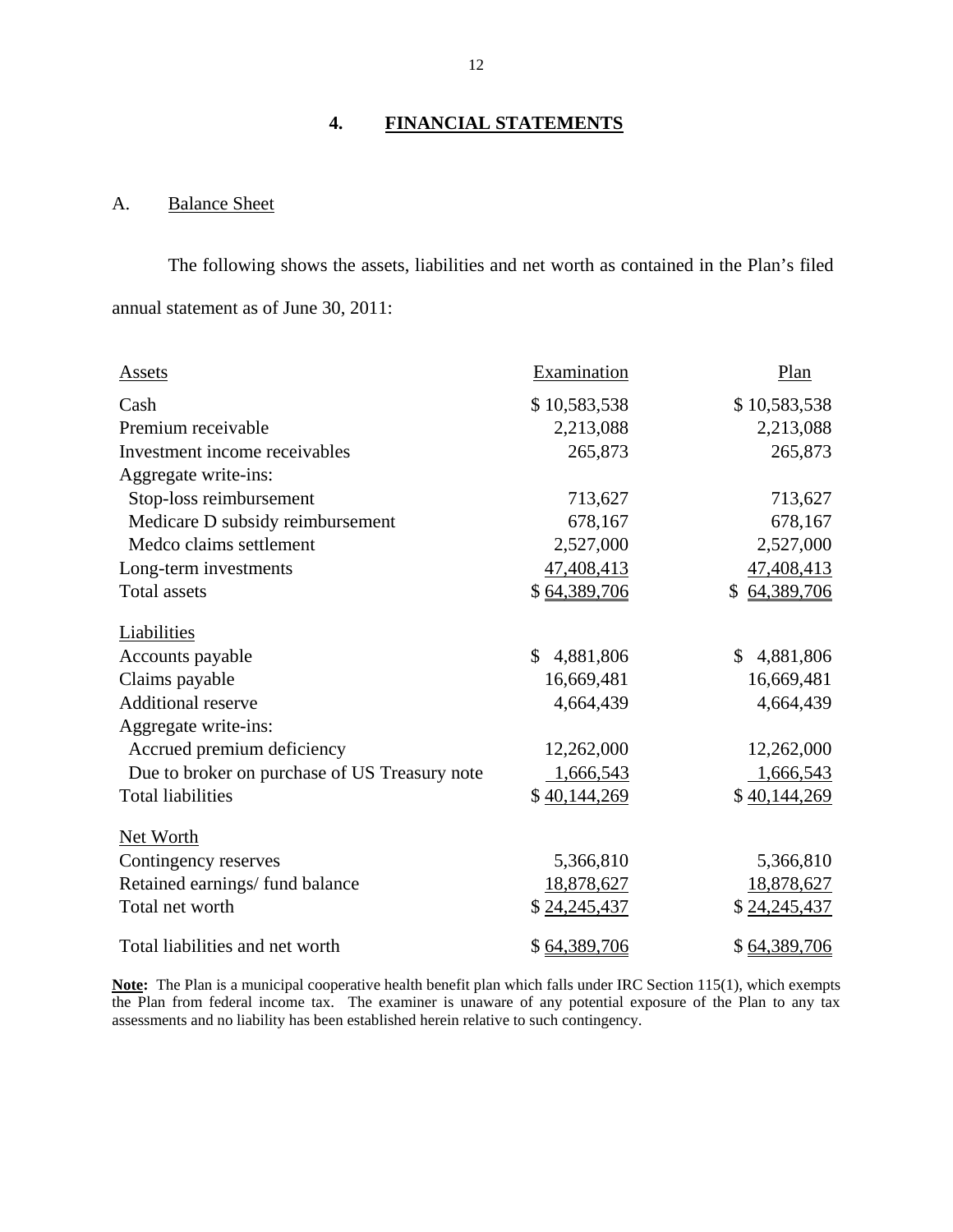## 4. FINANCIAL STATEMENTS

### A. Balance Sheet

The following shows the assets, liabilities and net worth as contained in the Plan's filed annual statement as of June 30, 2011:

| Assets | Examination | Plan |
|---|---|---|
| Cash | $ 10,583,538 | $ 10,583,538 |
| Premium receivable | 2,213,088 | 2,213,088 |
| Investment income receivables | 265,873 | 265,873 |
| Aggregate write-ins: | | |
| Stop-loss reimbursement | 713,627 | 713,627 |
| Medicare D subsidy reimbursement | 678,167 | 678,167 |
| Medco claims settlement | 2,527,000 | 2,527,000 |
| Long-term investments | 47,408,413 | 47,408,413 |
| Total assets | $ 64,389,706 | $ 64,389,706 |
| **Liabilities** | | |
| Accounts payable | $ 4,881,806 | $ 4,881,806 |
| Claims payable | 16,669,481 | 16,669,481 |
| Additional reserve | 4,664,439 | 4,664,439 |
| Aggregate write-ins: | | |
| Accrued premium deficiency | 12,262,000 | 12,262,000 |
| Due to broker on purchase of US Treasury note | 1,666,543 | 1,666,543 |
| Total liabilities | $ 40,144,269 | $ 40,144,269 |
| **Net Worth** | | |
| Contingency reserves | 5,366,810 | 5,366,810 |
| Retained earnings/ fund balance | 18,878,627 | 18,878,627 |
| Total net worth | $ 24,245,437 | $ 24,245,437 |
| Total liabilities and net worth | $ 64,389,706 | $ 64,389,706 |

**Note:** The Plan is a municipal cooperative health benefit plan which falls under IRC Section 115(1), which exempts the Plan from federal income tax. The examiner is unaware of any potential exposure of the Plan to any tax assessments and no liability has been established herein relative to such contingency.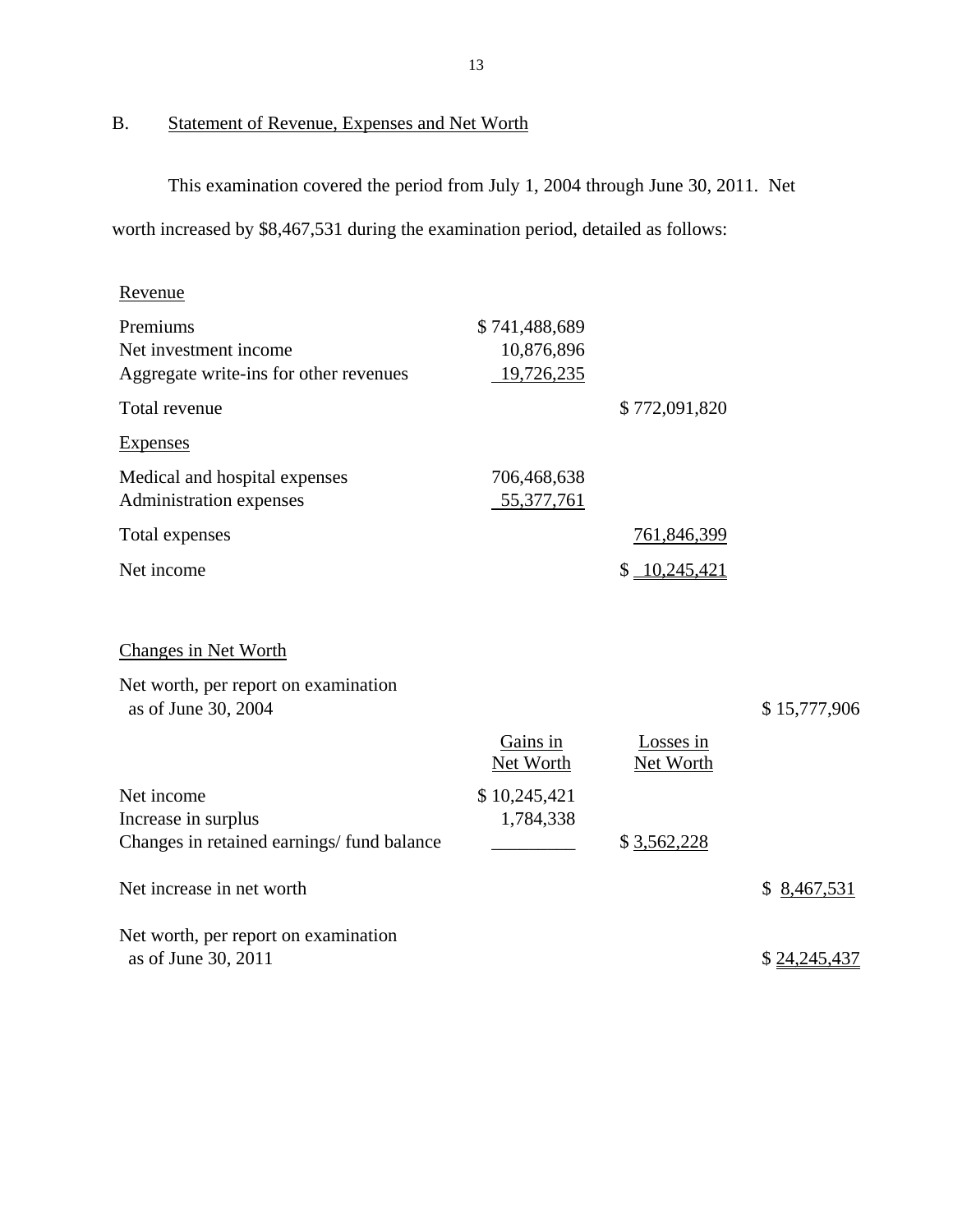## B. Statement of Revenue, Expenses and Net Worth

This examination covered the period from July 1, 2004 through June 30, 2011. Net worth increased by $8,467,531 during the examination period, detailed as follows:

| | | |
|---|---|---|
| Revenue | | |
| Premiums | $ 741,488,689 | |
| Net investment income | 10,876,896 | |
| Aggregate write-ins for other revenues | 19,726,235 | |
| Total revenue | | $ 772,091,820 |
| Expenses | | |
| Medical and hospital expenses | 706,468,638 | |
| Administration expenses | 55,377,761 | |
| Total expenses | | 761,846,399 |
| Net income | | $ 10,245,421 |

| Changes in Net Worth | | | |
|---|---|---|---|
| Net worth, per report on examination as of June 30, 2004 | | | $ 15,777,906 |
| | Gains in Net Worth | Losses in Net Worth | |
| Net income | $ 10,245,421 | | |
| Increase in surplus | 1,784,338 | | |
| Changes in retained earnings/ fund balance | | $ 3,562,228 | |
| Net increase in net worth | | | $ 8,467,531 |
| Net worth, per report on examination as of June 30, 2011 | | | $ 24,245,437 |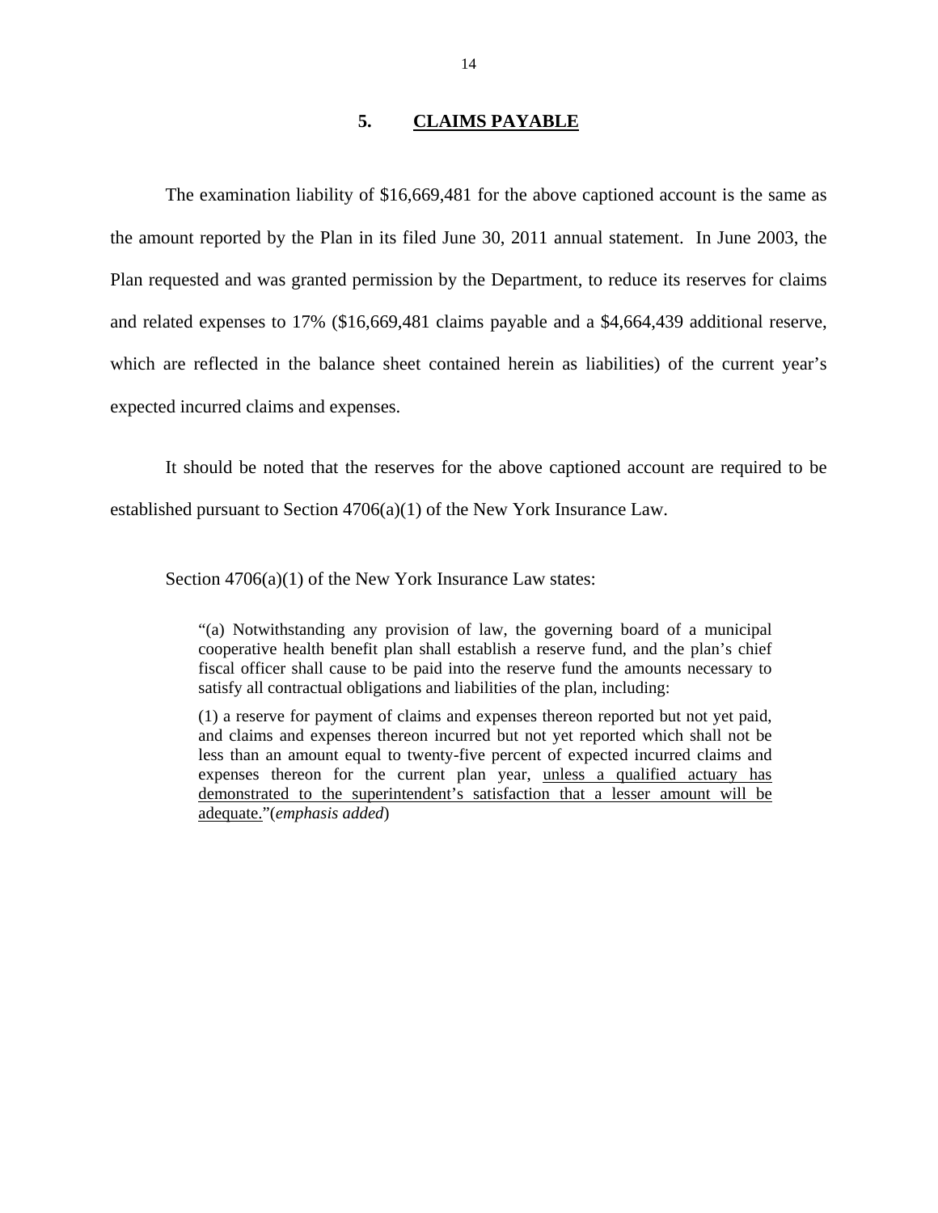## 5. CLAIMS PAYABLE

The examination liability of $16,669,481 for the above captioned account is the same as the amount reported by the Plan in its filed June 30, 2011 annual statement. In June 2003, the Plan requested and was granted permission by the Department, to reduce its reserves for claims and related expenses to 17% ($16,669,481 claims payable and a $4,664,439 additional reserve, which are reflected in the balance sheet contained herein as liabilities) of the current year's expected incurred claims and expenses.

It should be noted that the reserves for the above captioned account are required to be established pursuant to Section 4706(a)(1) of the New York Insurance Law.

Section 4706(a)(1) of the New York Insurance Law states:

> "(a) Notwithstanding any provision of law, the governing board of a municipal cooperative health benefit plan shall establish a reserve fund, and the plan's chief fiscal officer shall cause to be paid into the reserve fund the amounts necessary to satisfy all contractual obligations and liabilities of the plan, including:
>
> (1) a reserve for payment of claims and expenses thereon reported but not yet paid, and claims and expenses thereon incurred but not yet reported which shall not be less than an amount equal to twenty-five percent of expected incurred claims and expenses thereon for the current plan year, <u>unless a qualified actuary has demonstrated to the superintendent's satisfaction that a lesser amount will be adequate.</u>"(*emphasis added*)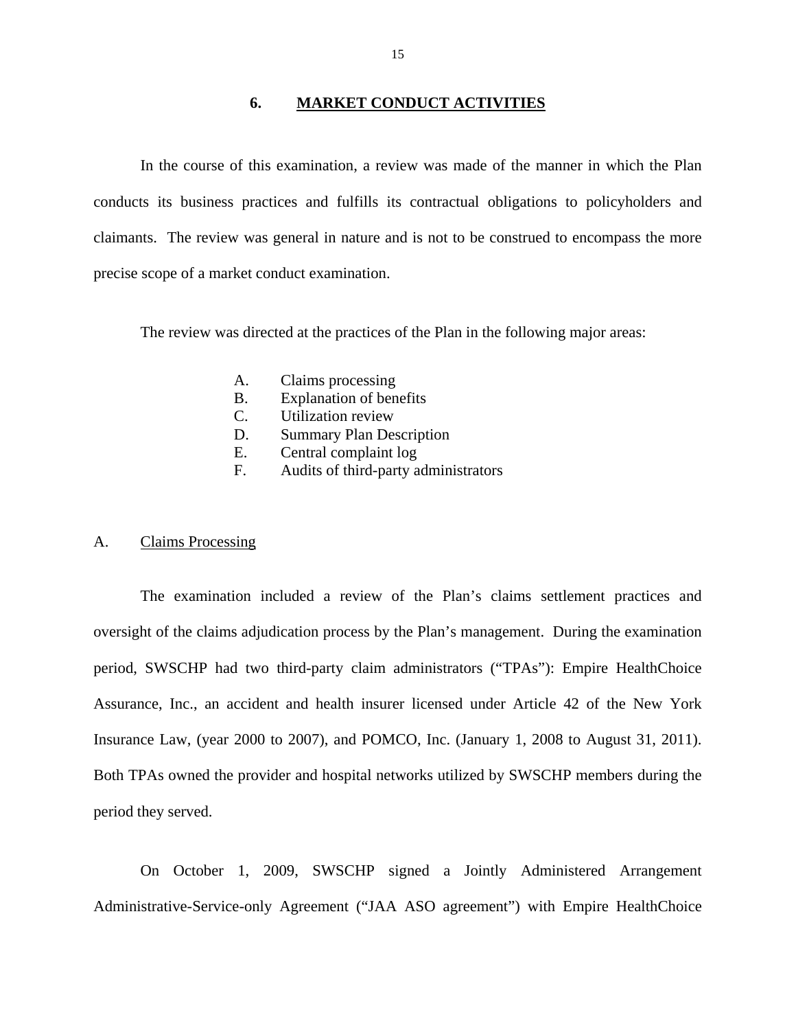## 6. MARKET CONDUCT ACTIVITIES

In the course of this examination, a review was made of the manner in which the Plan conducts its business practices and fulfills its contractual obligations to policyholders and claimants. The review was general in nature and is not to be construed to encompass the more precise scope of a market conduct examination.

The review was directed at the practices of the Plan in the following major areas:

A. Claims processing
B. Explanation of benefits
C. Utilization review
D. Summary Plan Description
E. Central complaint log
F. Audits of third-party administrators

### A. Claims Processing

The examination included a review of the Plan's claims settlement practices and oversight of the claims adjudication process by the Plan's management. During the examination period, SWSCHP had two third-party claim administrators ("TPAs"): Empire HealthChoice Assurance, Inc., an accident and health insurer licensed under Article 42 of the New York Insurance Law, (year 2000 to 2007), and POMCO, Inc. (January 1, 2008 to August 31, 2011). Both TPAs owned the provider and hospital networks utilized by SWSCHP members during the period they served.

On October 1, 2009, SWSCHP signed a Jointly Administered Arrangement Administrative-Service-only Agreement ("JAA ASO agreement") with Empire HealthChoice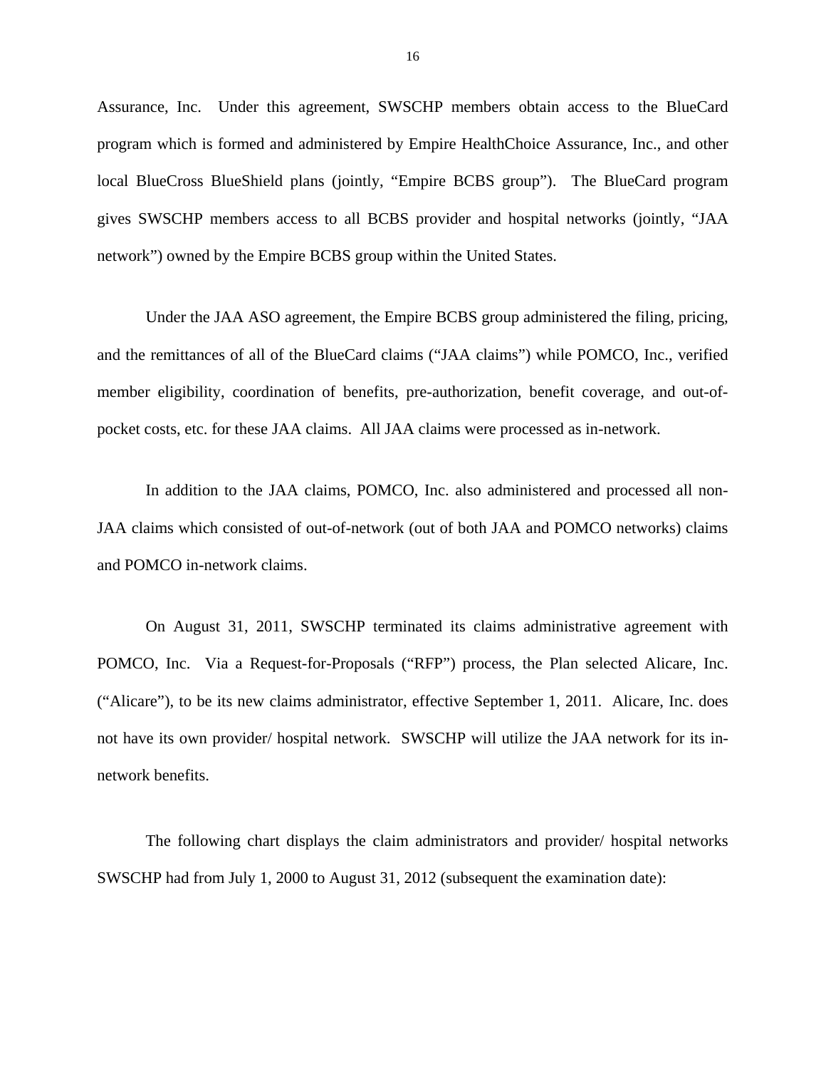Assurance, Inc. Under this agreement, SWSCHP members obtain access to the BlueCard program which is formed and administered by Empire HealthChoice Assurance, Inc., and other local BlueCross BlueShield plans (jointly, "Empire BCBS group"). The BlueCard program gives SWSCHP members access to all BCBS provider and hospital networks (jointly, "JAA network") owned by the Empire BCBS group within the United States.

Under the JAA ASO agreement, the Empire BCBS group administered the filing, pricing, and the remittances of all of the BlueCard claims ("JAA claims") while POMCO, Inc., verified member eligibility, coordination of benefits, pre-authorization, benefit coverage, and out-of-pocket costs, etc. for these JAA claims. All JAA claims were processed as in-network.

In addition to the JAA claims, POMCO, Inc. also administered and processed all non-JAA claims which consisted of out-of-network (out of both JAA and POMCO networks) claims and POMCO in-network claims.

On August 31, 2011, SWSCHP terminated its claims administrative agreement with POMCO, Inc. Via a Request-for-Proposals ("RFP") process, the Plan selected Alicare, Inc. ("Alicare"), to be its new claims administrator, effective September 1, 2011. Alicare, Inc. does not have its own provider/ hospital network. SWSCHP will utilize the JAA network for its in-network benefits.

The following chart displays the claim administrators and provider/ hospital networks SWSCHP had from July 1, 2000 to August 31, 2012 (subsequent the examination date):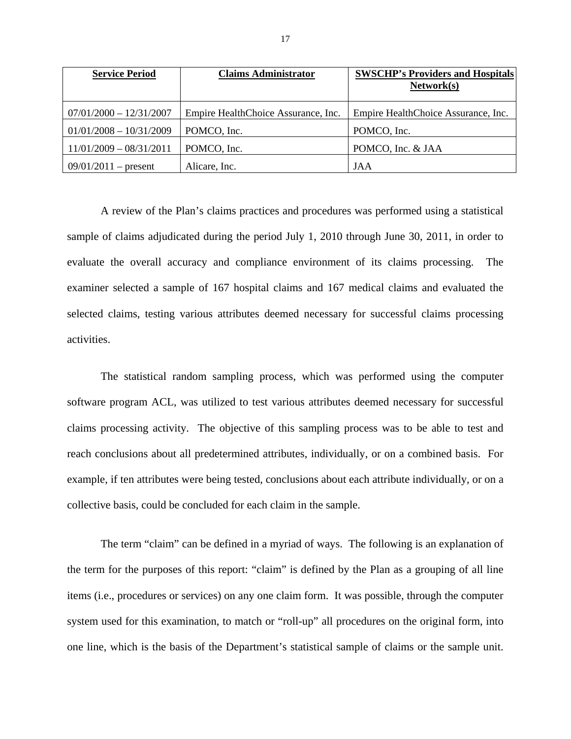| Service Period | Claims Administrator | SWSCHP's Providers and Hospitals Network(s) |
| --- | --- | --- |
| 07/01/2000 – 12/31/2007 | Empire HealthChoice Assurance, Inc. | Empire HealthChoice Assurance, Inc. |
| 01/01/2008 – 10/31/2009 | POMCO, Inc. | POMCO, Inc. |
| 11/01/2009 – 08/31/2011 | POMCO, Inc. | POMCO, Inc. & JAA |
| 09/01/2011 – present | Alicare, Inc. | JAA |

A review of the Plan's claims practices and procedures was performed using a statistical sample of claims adjudicated during the period July 1, 2010 through June 30, 2011, in order to evaluate the overall accuracy and compliance environment of its claims processing. The examiner selected a sample of 167 hospital claims and 167 medical claims and evaluated the selected claims, testing various attributes deemed necessary for successful claims processing activities.

The statistical random sampling process, which was performed using the computer software program ACL, was utilized to test various attributes deemed necessary for successful claims processing activity. The objective of this sampling process was to be able to test and reach conclusions about all predetermined attributes, individually, or on a combined basis. For example, if ten attributes were being tested, conclusions about each attribute individually, or on a collective basis, could be concluded for each claim in the sample.

The term "claim" can be defined in a myriad of ways. The following is an explanation of the term for the purposes of this report: "claim" is defined by the Plan as a grouping of all line items (i.e., procedures or services) on any one claim form. It was possible, through the computer system used for this examination, to match or "roll-up" all procedures on the original form, into one line, which is the basis of the Department's statistical sample of claims or the sample unit.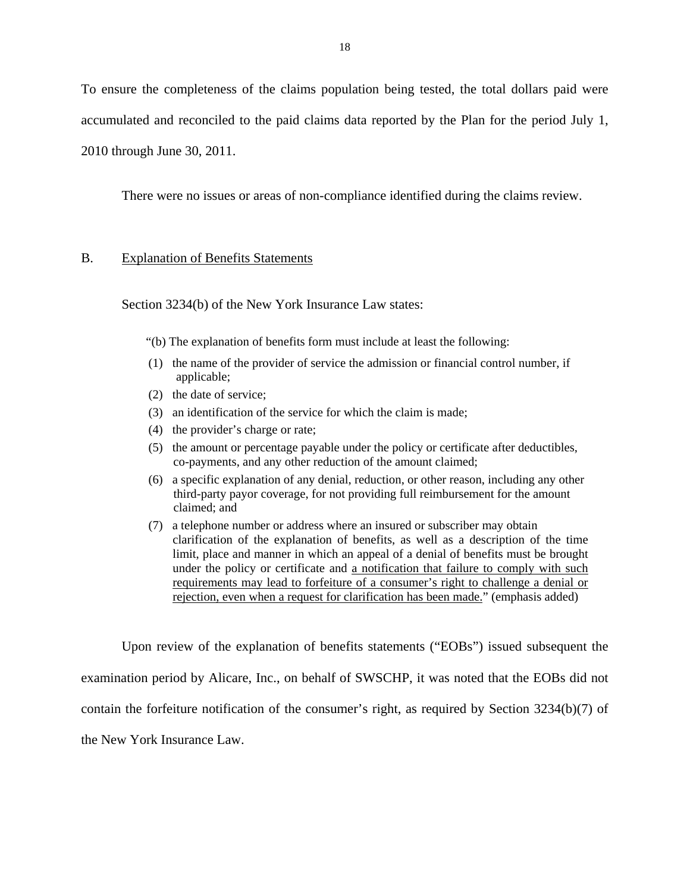To ensure the completeness of the claims population being tested, the total dollars paid were accumulated and reconciled to the paid claims data reported by the Plan for the period July 1, 2010 through June 30, 2011.

There were no issues or areas of non-compliance identified during the claims review.

## B. Explanation of Benefits Statements

Section 3234(b) of the New York Insurance Law states:

> "(b) The explanation of benefits form must include at least the following:
>
> (1) the name of the provider of service the admission or financial control number, if applicable;
>
> (2) the date of service;
>
> (3) an identification of the service for which the claim is made;
>
> (4) the provider's charge or rate;
>
> (5) the amount or percentage payable under the policy or certificate after deductibles, co-payments, and any other reduction of the amount claimed;
>
> (6) a specific explanation of any denial, reduction, or other reason, including any other third-party payor coverage, for not providing full reimbursement for the amount claimed; and
>
> (7) a telephone number or address where an insured or subscriber may obtain clarification of the explanation of benefits, as well as a description of the time limit, place and manner in which an appeal of a denial of benefits must be brought under the policy or certificate and <u>a notification that failure to comply with such requirements may lead to forfeiture of a consumer's right to challenge a denial or rejection, even when a request for clarification has been made.</u>" (emphasis added)

Upon review of the explanation of benefits statements ("EOBs") issued subsequent the examination period by Alicare, Inc., on behalf of SWSCHP, it was noted that the EOBs did not contain the forfeiture notification of the consumer's right, as required by Section 3234(b)(7) of the New York Insurance Law.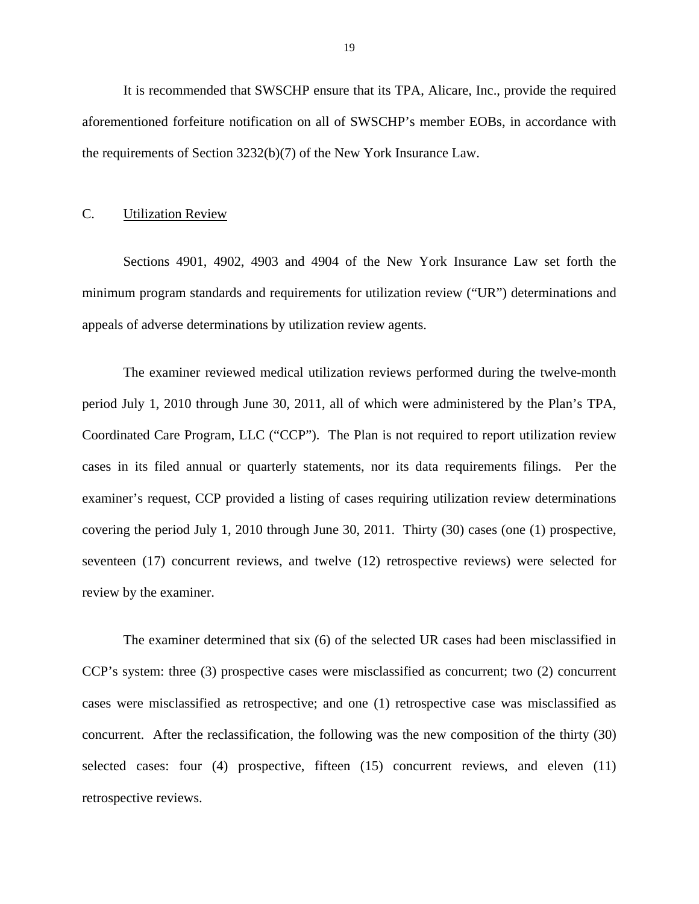It is recommended that SWSCHP ensure that its TPA, Alicare, Inc., provide the required aforementioned forfeiture notification on all of SWSCHP's member EOBs, in accordance with the requirements of Section 3232(b)(7) of the New York Insurance Law.

## C. Utilization Review

Sections 4901, 4902, 4903 and 4904 of the New York Insurance Law set forth the minimum program standards and requirements for utilization review ("UR") determinations and appeals of adverse determinations by utilization review agents.

The examiner reviewed medical utilization reviews performed during the twelve-month period July 1, 2010 through June 30, 2011, all of which were administered by the Plan's TPA, Coordinated Care Program, LLC ("CCP"). The Plan is not required to report utilization review cases in its filed annual or quarterly statements, nor its data requirements filings. Per the examiner's request, CCP provided a listing of cases requiring utilization review determinations covering the period July 1, 2010 through June 30, 2011. Thirty (30) cases (one (1) prospective, seventeen (17) concurrent reviews, and twelve (12) retrospective reviews) were selected for review by the examiner.

The examiner determined that six (6) of the selected UR cases had been misclassified in CCP's system: three (3) prospective cases were misclassified as concurrent; two (2) concurrent cases were misclassified as retrospective; and one (1) retrospective case was misclassified as concurrent. After the reclassification, the following was the new composition of the thirty (30) selected cases: four (4) prospective, fifteen (15) concurrent reviews, and eleven (11) retrospective reviews.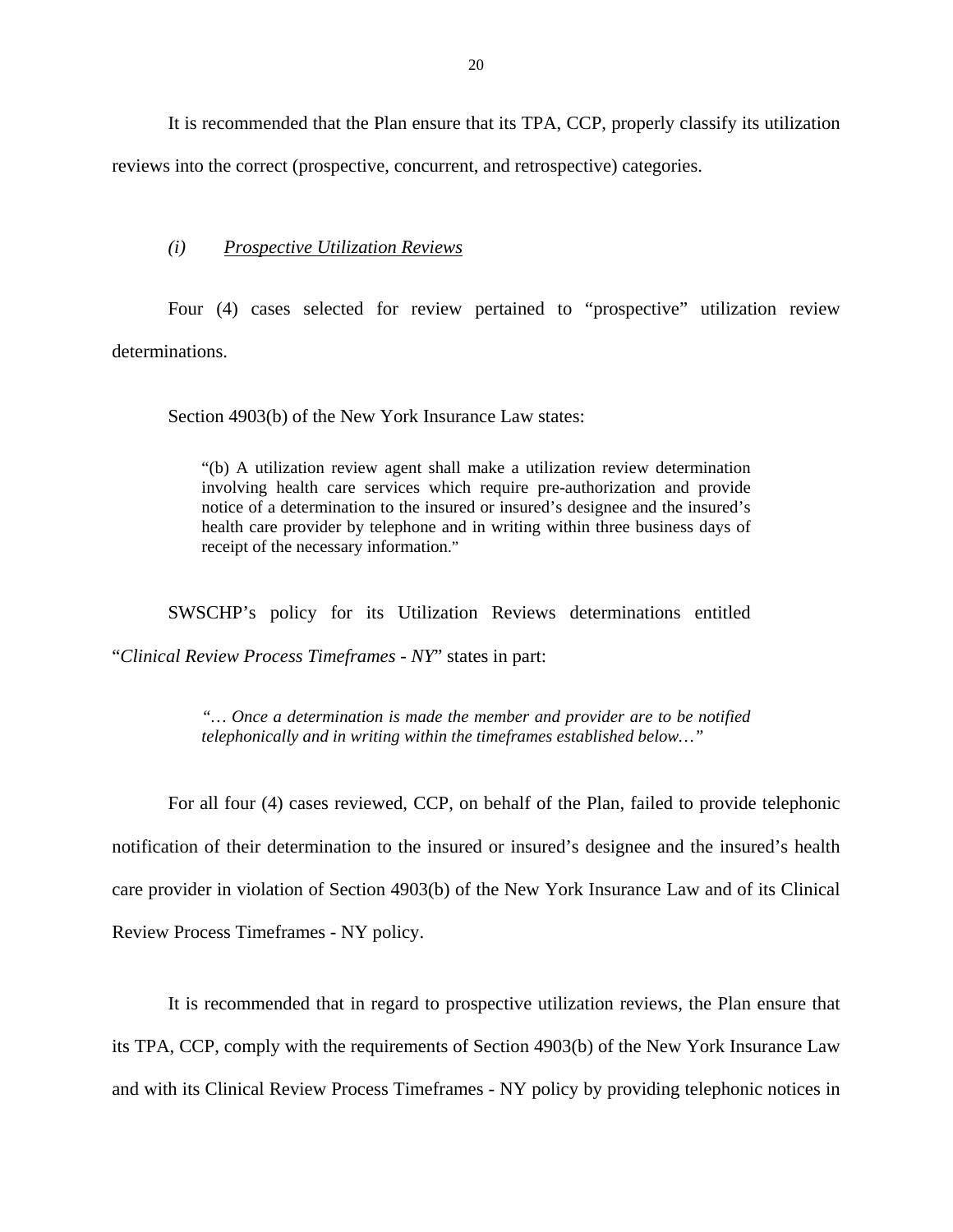It is recommended that the Plan ensure that its TPA, CCP, properly classify its utilization reviews into the correct (prospective, concurrent, and retrospective) categories.

*(i)* *Prospective Utilization Reviews*

Four (4) cases selected for review pertained to "prospective" utilization review determinations.

Section 4903(b) of the New York Insurance Law states:

> "(b) A utilization review agent shall make a utilization review determination involving health care services which require pre-authorization and provide notice of a determination to the insured or insured's designee and the insured's health care provider by telephone and in writing within three business days of receipt of the necessary information."

SWSCHP's policy for its Utilization Reviews determinations entitled "*Clinical Review Process Timeframes - NY*" states in part:

> *"… Once a determination is made the member and provider are to be notified telephonically and in writing within the timeframes established below…"*

For all four (4) cases reviewed, CCP, on behalf of the Plan, failed to provide telephonic notification of their determination to the insured or insured's designee and the insured's health care provider in violation of Section 4903(b) of the New York Insurance Law and of its Clinical Review Process Timeframes - NY policy.

It is recommended that in regard to prospective utilization reviews, the Plan ensure that its TPA, CCP, comply with the requirements of Section 4903(b) of the New York Insurance Law and with its Clinical Review Process Timeframes - NY policy by providing telephonic notices in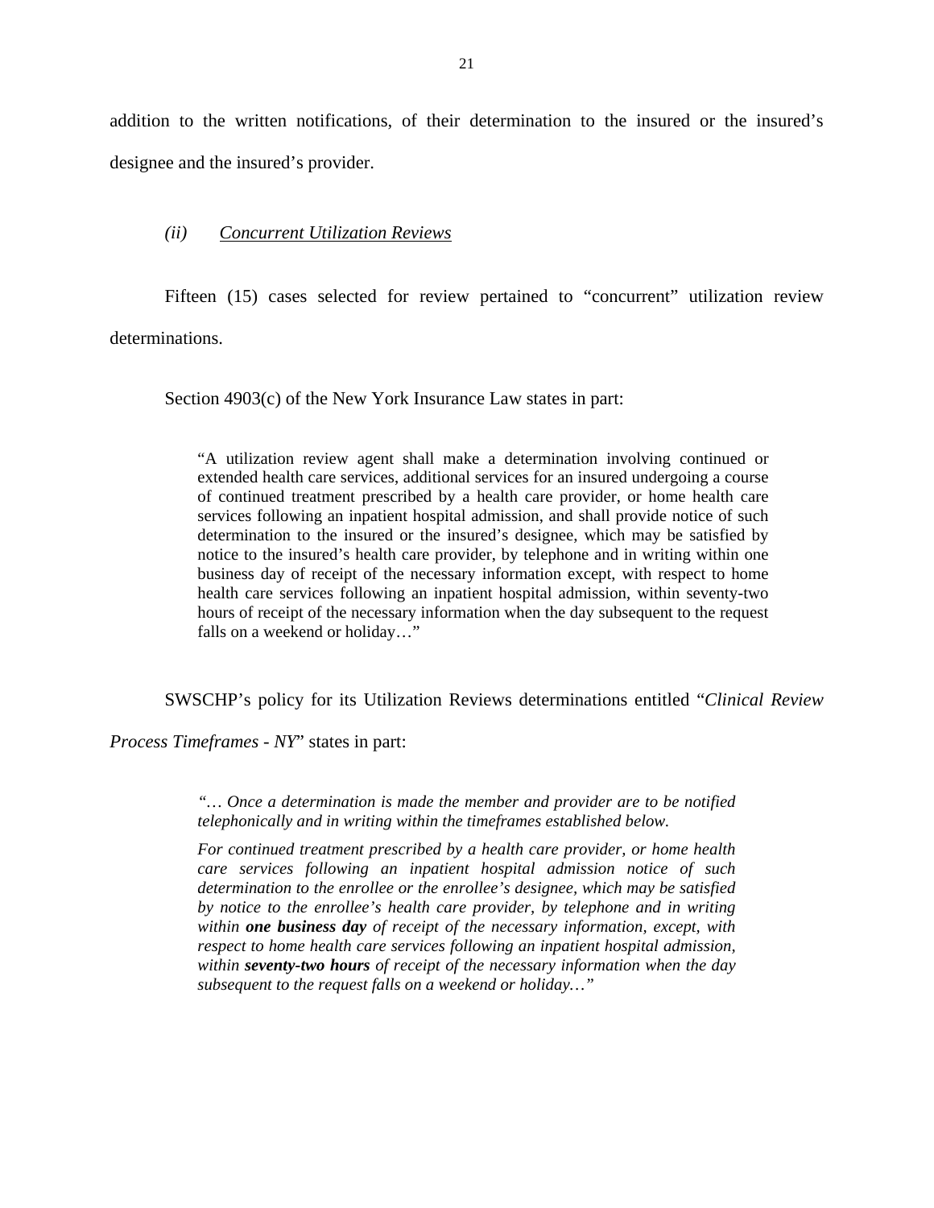addition to the written notifications, of their determination to the insured or the insured's designee and the insured's provider.

### *(ii)* *Concurrent Utilization Reviews*

Fifteen (15) cases selected for review pertained to "concurrent" utilization review determinations.

Section 4903(c) of the New York Insurance Law states in part:

> "A utilization review agent shall make a determination involving continued or extended health care services, additional services for an insured undergoing a course of continued treatment prescribed by a health care provider, or home health care services following an inpatient hospital admission, and shall provide notice of such determination to the insured or the insured's designee, which may be satisfied by notice to the insured's health care provider, by telephone and in writing within one business day of receipt of the necessary information except, with respect to home health care services following an inpatient hospital admission, within seventy-two hours of receipt of the necessary information when the day subsequent to the request falls on a weekend or holiday…"

SWSCHP's policy for its Utilization Reviews determinations entitled "*Clinical Review Process Timeframes - NY*" states in part:

> *"… Once a determination is made the member and provider are to be notified telephonically and in writing within the timeframes established below.*
>
> *For continued treatment prescribed by a health care provider, or home health care services following an inpatient hospital admission notice of such determination to the enrollee or the enrollee's designee, which may be satisfied by notice to the enrollee's health care provider, by telephone and in writing within **one business day** of receipt of the necessary information, except, with respect to home health care services following an inpatient hospital admission, within **seventy-two hours** of receipt of the necessary information when the day subsequent to the request falls on a weekend or holiday…"*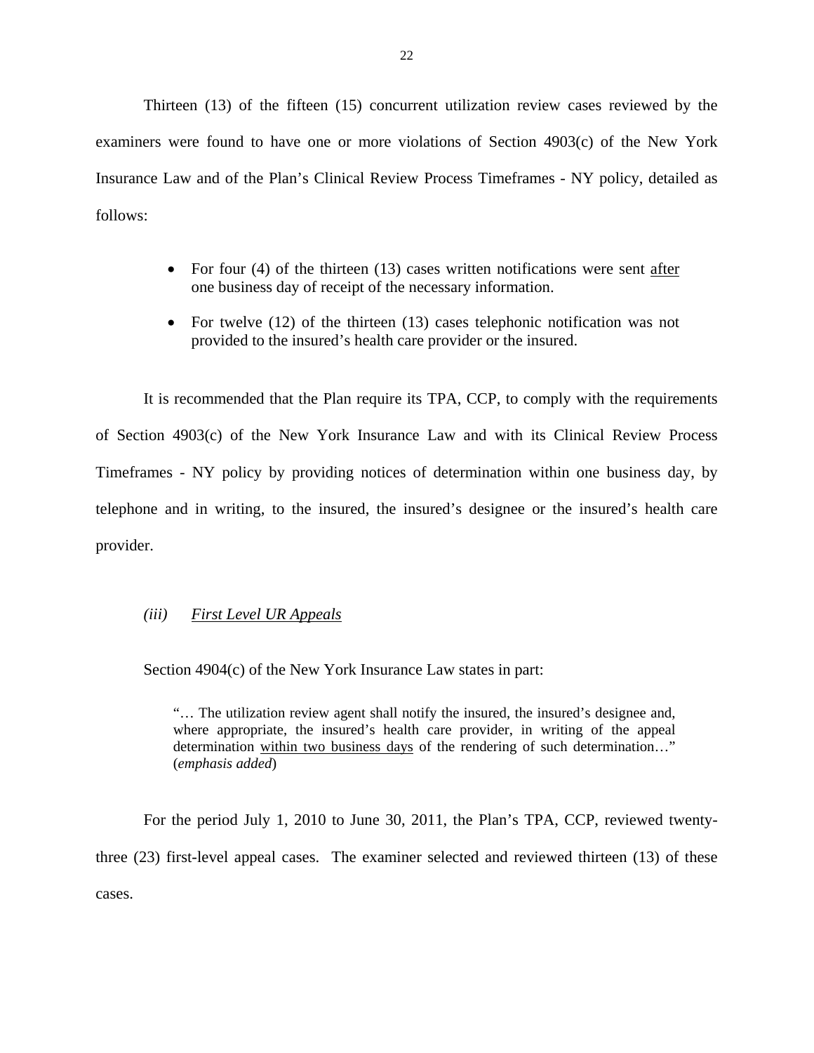Thirteen (13) of the fifteen (15) concurrent utilization review cases reviewed by the examiners were found to have one or more violations of Section 4903(c) of the New York Insurance Law and of the Plan's Clinical Review Process Timeframes - NY policy, detailed as follows:

- For four (4) of the thirteen (13) cases written notifications were sent <u>after</u> one business day of receipt of the necessary information.
- For twelve (12) of the thirteen (13) cases telephonic notification was not provided to the insured's health care provider or the insured.

It is recommended that the Plan require its TPA, CCP, to comply with the requirements of Section 4903(c) of the New York Insurance Law and with its Clinical Review Process Timeframes - NY policy by providing notices of determination within one business day, by telephone and in writing, to the insured, the insured's designee or the insured's health care provider.

*(iii)* *<u>First Level UR Appeals</u>*

Section 4904(c) of the New York Insurance Law states in part:

> "… The utilization review agent shall notify the insured, the insured's designee and, where appropriate, the insured's health care provider, in writing of the appeal determination <u>within two business days</u> of the rendering of such determination…" (*emphasis added*)

For the period July 1, 2010 to June 30, 2011, the Plan's TPA, CCP, reviewed twenty-three (23) first-level appeal cases. The examiner selected and reviewed thirteen (13) of these cases.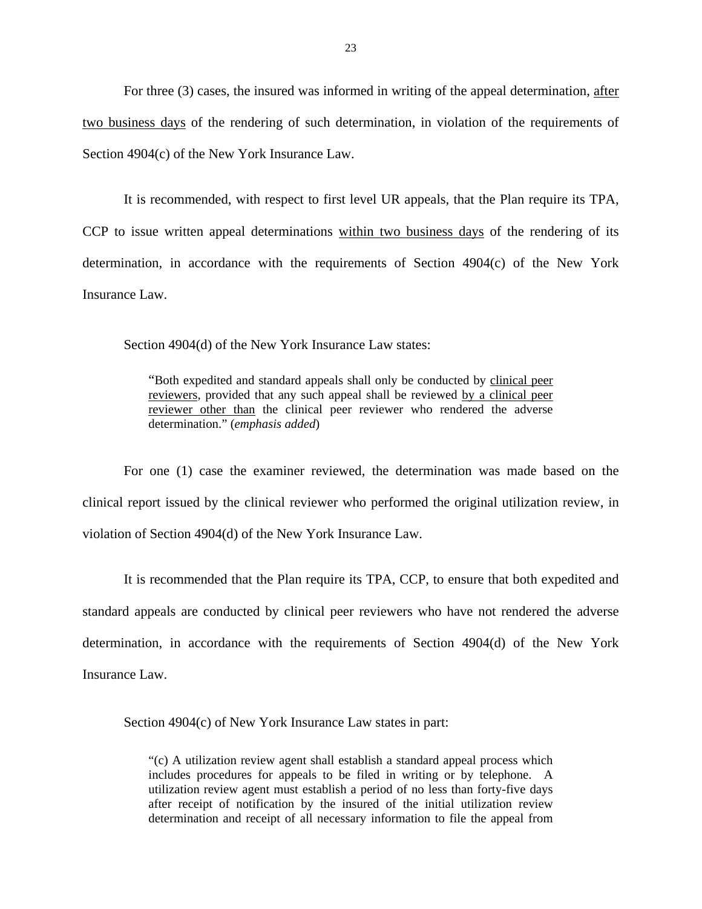For three (3) cases, the insured was informed in writing of the appeal determination, after two business days of the rendering of such determination, in violation of the requirements of Section 4904(c) of the New York Insurance Law.

It is recommended, with respect to first level UR appeals, that the Plan require its TPA, CCP to issue written appeal determinations within two business days of the rendering of its determination, in accordance with the requirements of Section 4904(c) of the New York Insurance Law.

Section 4904(d) of the New York Insurance Law states:

> "Both expedited and standard appeals shall only be conducted by clinical peer reviewers, provided that any such appeal shall be reviewed by a clinical peer reviewer other than the clinical peer reviewer who rendered the adverse determination." (*emphasis added*)

For one (1) case the examiner reviewed, the determination was made based on the clinical report issued by the clinical reviewer who performed the original utilization review, in violation of Section 4904(d) of the New York Insurance Law.

It is recommended that the Plan require its TPA, CCP, to ensure that both expedited and standard appeals are conducted by clinical peer reviewers who have not rendered the adverse determination, in accordance with the requirements of Section 4904(d) of the New York Insurance Law.

Section 4904(c) of New York Insurance Law states in part:

> "(c) A utilization review agent shall establish a standard appeal process which includes procedures for appeals to be filed in writing or by telephone. A utilization review agent must establish a period of no less than forty-five days after receipt of notification by the insured of the initial utilization review determination and receipt of all necessary information to file the appeal from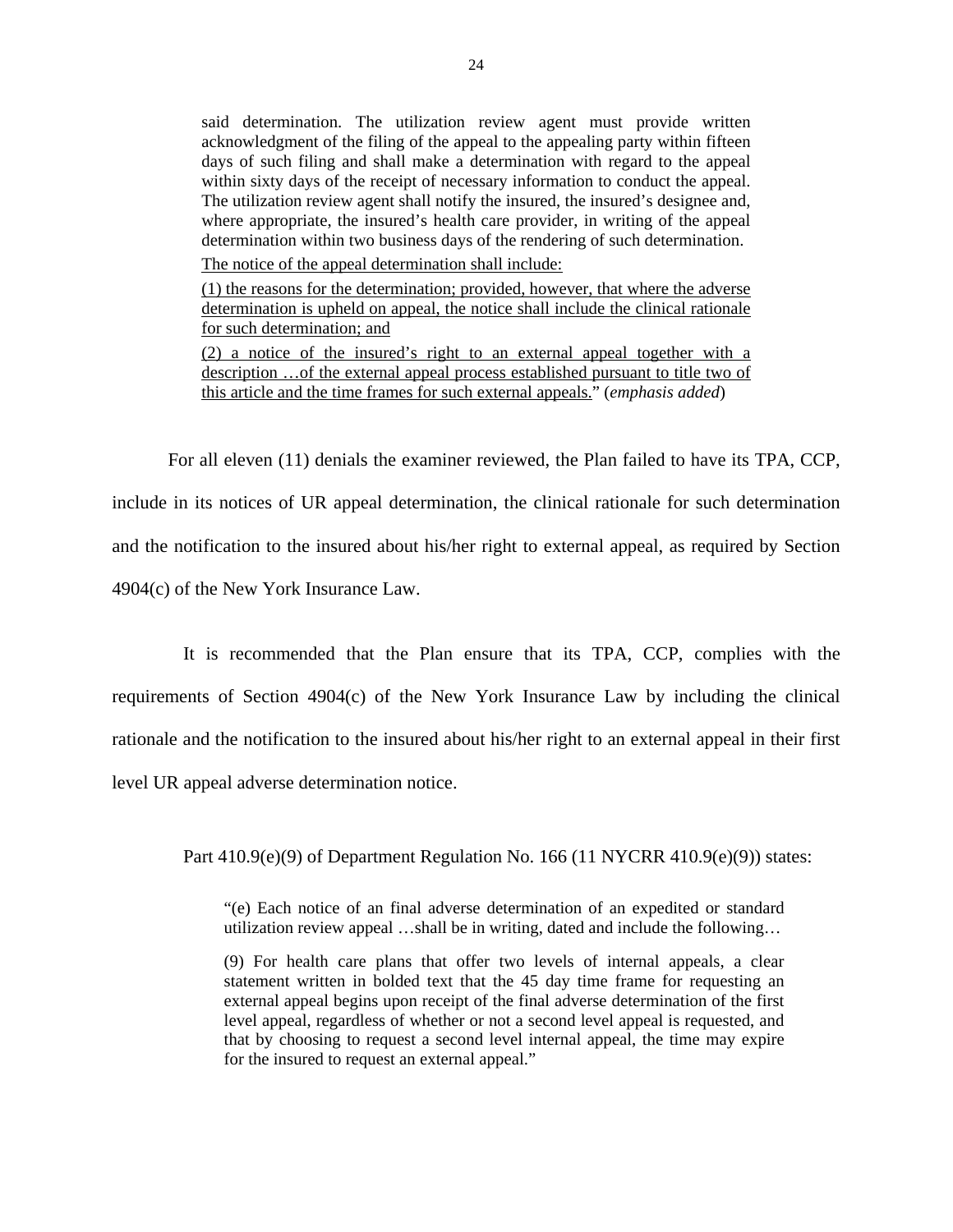> said determination. The utilization review agent must provide written acknowledgment of the filing of the appeal to the appealing party within fifteen days of such filing and shall make a determination with regard to the appeal within sixty days of the receipt of necessary information to conduct the appeal. The utilization review agent shall notify the insured, the insured's designee and, where appropriate, the insured's health care provider, in writing of the appeal determination within two business days of the rendering of such determination.
>
> <u>The notice of the appeal determination shall include:</u>
>
> <u>(1) the reasons for the determination; provided, however, that where the adverse determination is upheld on appeal, the notice shall include the clinical rationale for such determination; and</u>
>
> <u>(2) a notice of the insured's right to an external appeal together with a description …of the external appeal process established pursuant to title two of this article and the time frames for such external appeals.</u>" (*emphasis added*)

For all eleven (11) denials the examiner reviewed, the Plan failed to have its TPA, CCP, include in its notices of UR appeal determination, the clinical rationale for such determination and the notification to the insured about his/her right to external appeal, as required by Section 4904(c) of the New York Insurance Law.

It is recommended that the Plan ensure that its TPA, CCP, complies with the requirements of Section 4904(c) of the New York Insurance Law by including the clinical rationale and the notification to the insured about his/her right to an external appeal in their first level UR appeal adverse determination notice.

Part 410.9(e)(9) of Department Regulation No. 166 (11 NYCRR 410.9(e)(9)) states:

> "(e) Each notice of an final adverse determination of an expedited or standard utilization review appeal …shall be in writing, dated and include the following…
>
> (9) For health care plans that offer two levels of internal appeals, a clear statement written in bolded text that the 45 day time frame for requesting an external appeal begins upon receipt of the final adverse determination of the first level appeal, regardless of whether or not a second level appeal is requested, and that by choosing to request a second level internal appeal, the time may expire for the insured to request an external appeal."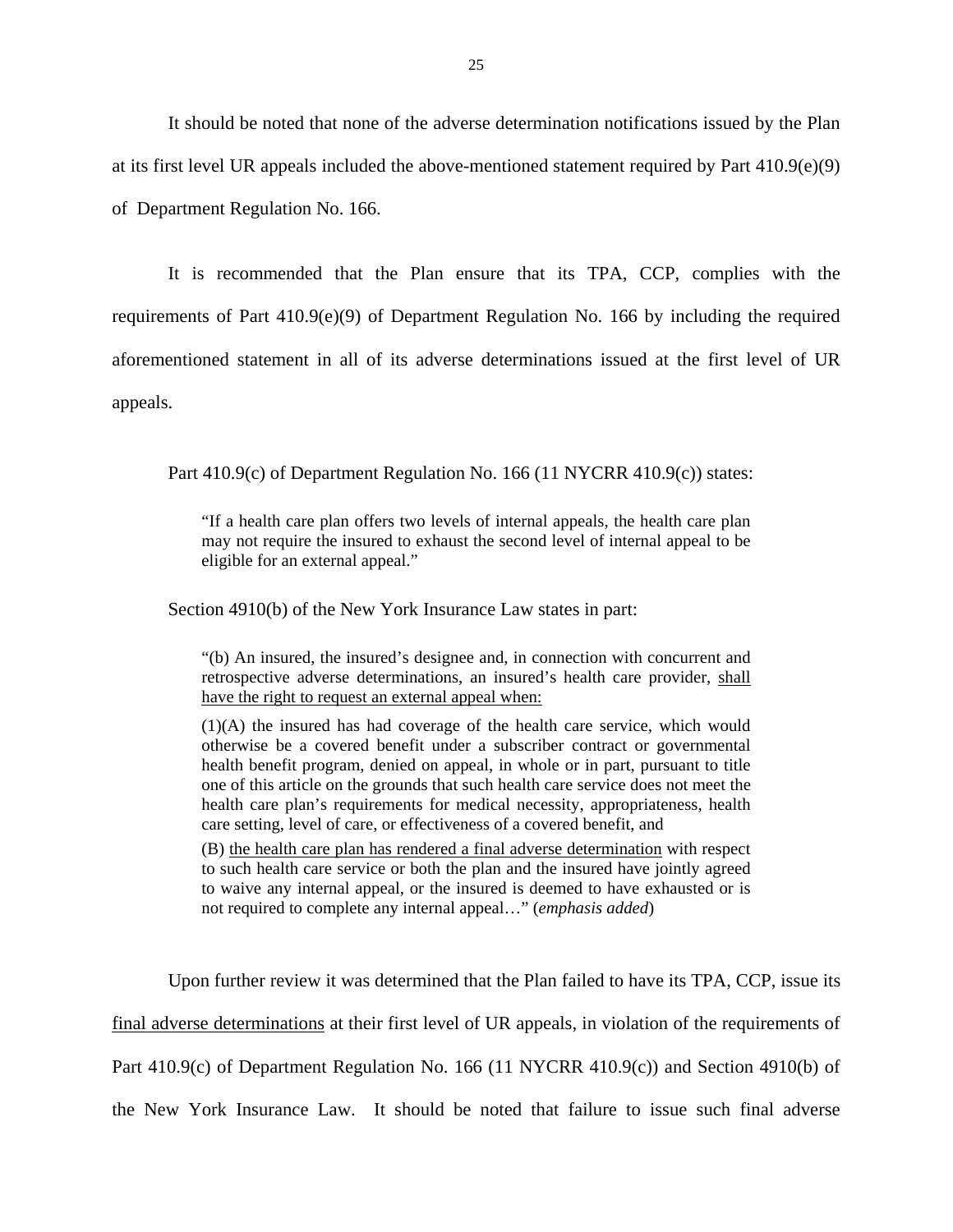It should be noted that none of the adverse determination notifications issued by the Plan at its first level UR appeals included the above-mentioned statement required by Part 410.9(e)(9) of Department Regulation No. 166.

It is recommended that the Plan ensure that its TPA, CCP, complies with the requirements of Part 410.9(e)(9) of Department Regulation No. 166 by including the required aforementioned statement in all of its adverse determinations issued at the first level of UR appeals.

Part 410.9(c) of Department Regulation No. 166 (11 NYCRR 410.9(c)) states:

> "If a health care plan offers two levels of internal appeals, the health care plan may not require the insured to exhaust the second level of internal appeal to be eligible for an external appeal."

Section 4910(b) of the New York Insurance Law states in part:

> "(b) An insured, the insured's designee and, in connection with concurrent and retrospective adverse determinations, an insured's health care provider, <u>shall have the right to request an external appeal when:</u>
>
> (1)(A) the insured has had coverage of the health care service, which would otherwise be a covered benefit under a subscriber contract or governmental health benefit program, denied on appeal, in whole or in part, pursuant to title one of this article on the grounds that such health care service does not meet the health care plan's requirements for medical necessity, appropriateness, health care setting, level of care, or effectiveness of a covered benefit, and
>
> (B) <u>the health care plan has rendered a final adverse determination</u> with respect to such health care service or both the plan and the insured have jointly agreed to waive any internal appeal, or the insured is deemed to have exhausted or is not required to complete any internal appeal…" (*emphasis added*)

Upon further review it was determined that the Plan failed to have its TPA, CCP, issue its <u>final adverse determinations</u> at their first level of UR appeals, in violation of the requirements of Part 410.9(c) of Department Regulation No. 166 (11 NYCRR 410.9(c)) and Section 4910(b) of the New York Insurance Law. It should be noted that failure to issue such final adverse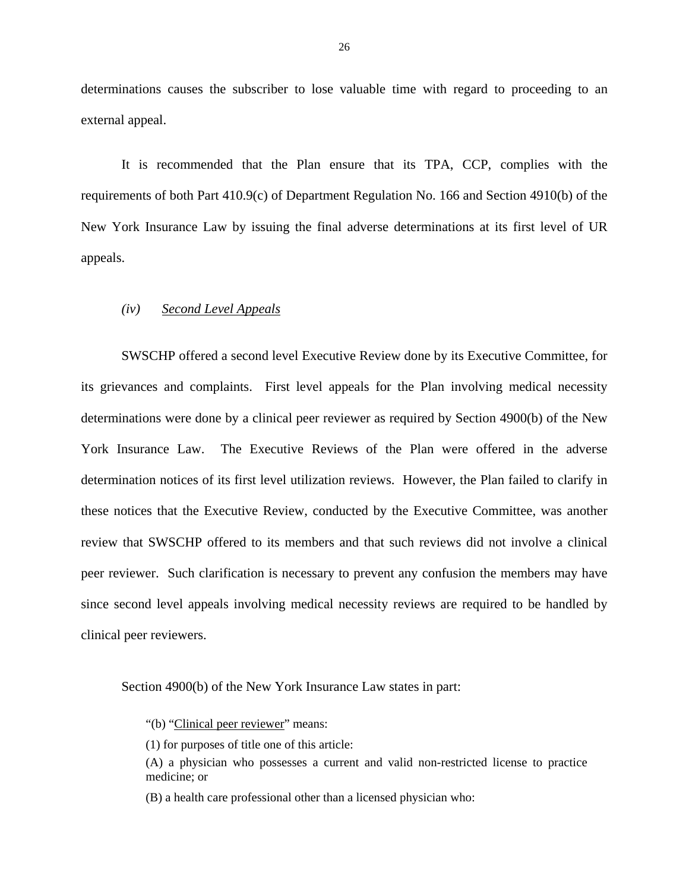determinations causes the subscriber to lose valuable time with regard to proceeding to an external appeal.

It is recommended that the Plan ensure that its TPA, CCP, complies with the requirements of both Part 410.9(c) of Department Regulation No. 166 and Section 4910(b) of the New York Insurance Law by issuing the final adverse determinations at its first level of UR appeals.

### *(iv)* *Second Level Appeals*

SWSCHP offered a second level Executive Review done by its Executive Committee, for its grievances and complaints. First level appeals for the Plan involving medical necessity determinations were done by a clinical peer reviewer as required by Section 4900(b) of the New York Insurance Law. The Executive Reviews of the Plan were offered in the adverse determination notices of its first level utilization reviews. However, the Plan failed to clarify in these notices that the Executive Review, conducted by the Executive Committee, was another review that SWSCHP offered to its members and that such reviews did not involve a clinical peer reviewer. Such clarification is necessary to prevent any confusion the members may have since second level appeals involving medical necessity reviews are required to be handled by clinical peer reviewers.

Section 4900(b) of the New York Insurance Law states in part:

> "(b) "Clinical peer reviewer" means:
>
> (1) for purposes of title one of this article:
>
> (A) a physician who possesses a current and valid non-restricted license to practice medicine; or
>
> (B) a health care professional other than a licensed physician who: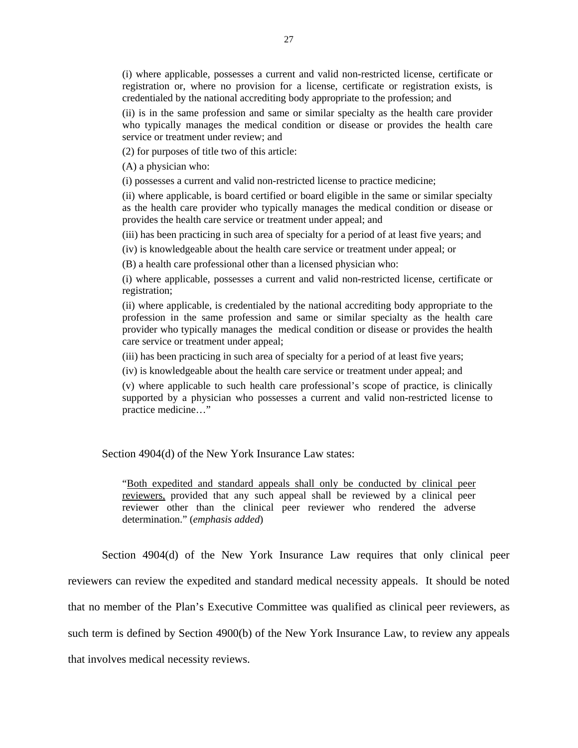(i) where applicable, possesses a current and valid non-restricted license, certificate or registration or, where no provision for a license, certificate or registration exists, is credentialed by the national accrediting body appropriate to the profession; and

(ii) is in the same profession and same or similar specialty as the health care provider who typically manages the medical condition or disease or provides the health care service or treatment under review; and

(2) for purposes of title two of this article:

(A) a physician who:

(i) possesses a current and valid non-restricted license to practice medicine;

(ii) where applicable, is board certified or board eligible in the same or similar specialty as the health care provider who typically manages the medical condition or disease or provides the health care service or treatment under appeal; and

(iii) has been practicing in such area of specialty for a period of at least five years; and

(iv) is knowledgeable about the health care service or treatment under appeal; or

(B) a health care professional other than a licensed physician who:

(i) where applicable, possesses a current and valid non-restricted license, certificate or registration;

(ii) where applicable, is credentialed by the national accrediting body appropriate to the profession in the same profession and same or similar specialty as the health care provider who typically manages the medical condition or disease or provides the health care service or treatment under appeal;

(iii) has been practicing in such area of specialty for a period of at least five years;

(iv) is knowledgeable about the health care service or treatment under appeal; and

(v) where applicable to such health care professional's scope of practice, is clinically supported by a physician who possesses a current and valid non-restricted license to practice medicine…"

Section 4904(d) of the New York Insurance Law states:

> "Both expedited and standard appeals shall only be conducted by clinical peer reviewers, provided that any such appeal shall be reviewed by a clinical peer reviewer other than the clinical peer reviewer who rendered the adverse determination." (*emphasis added*)

Section 4904(d) of the New York Insurance Law requires that only clinical peer reviewers can review the expedited and standard medical necessity appeals. It should be noted that no member of the Plan's Executive Committee was qualified as clinical peer reviewers, as such term is defined by Section 4900(b) of the New York Insurance Law, to review any appeals that involves medical necessity reviews.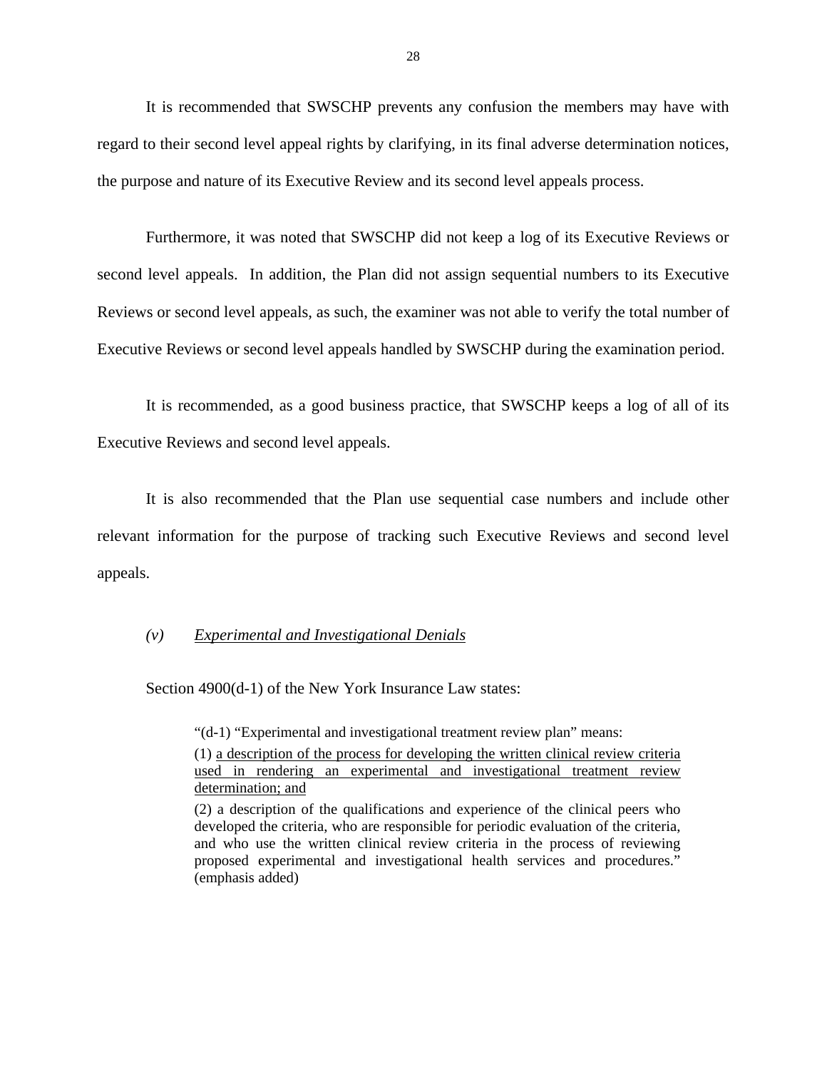It is recommended that SWSCHP prevents any confusion the members may have with regard to their second level appeal rights by clarifying, in its final adverse determination notices, the purpose and nature of its Executive Review and its second level appeals process.

Furthermore, it was noted that SWSCHP did not keep a log of its Executive Reviews or second level appeals. In addition, the Plan did not assign sequential numbers to its Executive Reviews or second level appeals, as such, the examiner was not able to verify the total number of Executive Reviews or second level appeals handled by SWSCHP during the examination period.

It is recommended, as a good business practice, that SWSCHP keeps a log of all of its Executive Reviews and second level appeals.

It is also recommended that the Plan use sequential case numbers and include other relevant information for the purpose of tracking such Executive Reviews and second level appeals.

*(v)* *Experimental and Investigational Denials*

Section 4900(d-1) of the New York Insurance Law states:

> "(d-1) "Experimental and investigational treatment review plan" means:
>
> (1) <u>a description of the process for developing the written clinical review criteria used in rendering an experimental and investigational treatment review determination; and</u>
>
> (2) a description of the qualifications and experience of the clinical peers who developed the criteria, who are responsible for periodic evaluation of the criteria, and who use the written clinical review criteria in the process of reviewing proposed experimental and investigational health services and procedures." (emphasis added)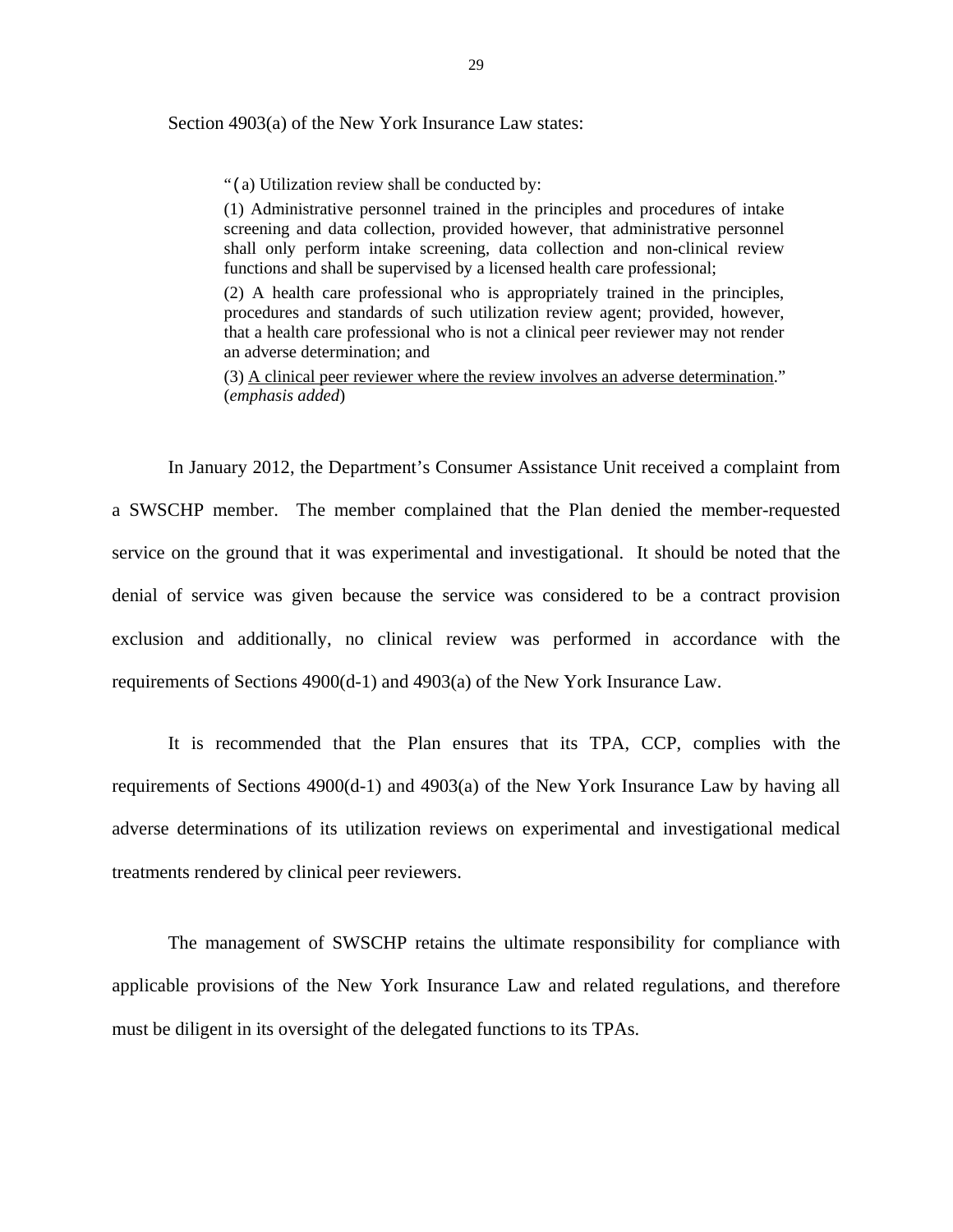Section 4903(a) of the New York Insurance Law states:

> "(a) Utilization review shall be conducted by:
>
> (1) Administrative personnel trained in the principles and procedures of intake screening and data collection, provided however, that administrative personnel shall only perform intake screening, data collection and non-clinical review functions and shall be supervised by a licensed health care professional;
>
> (2) A health care professional who is appropriately trained in the principles, procedures and standards of such utilization review agent; provided, however, that a health care professional who is not a clinical peer reviewer may not render an adverse determination; and
>
> (3) <u>A clinical peer reviewer where the review involves an adverse determination</u>." (*emphasis added*)

In January 2012, the Department's Consumer Assistance Unit received a complaint from a SWSCHP member. The member complained that the Plan denied the member-requested service on the ground that it was experimental and investigational. It should be noted that the denial of service was given because the service was considered to be a contract provision exclusion and additionally, no clinical review was performed in accordance with the requirements of Sections 4900(d-1) and 4903(a) of the New York Insurance Law.

It is recommended that the Plan ensures that its TPA, CCP, complies with the requirements of Sections 4900(d-1) and 4903(a) of the New York Insurance Law by having all adverse determinations of its utilization reviews on experimental and investigational medical treatments rendered by clinical peer reviewers.

The management of SWSCHP retains the ultimate responsibility for compliance with applicable provisions of the New York Insurance Law and related regulations, and therefore must be diligent in its oversight of the delegated functions to its TPAs.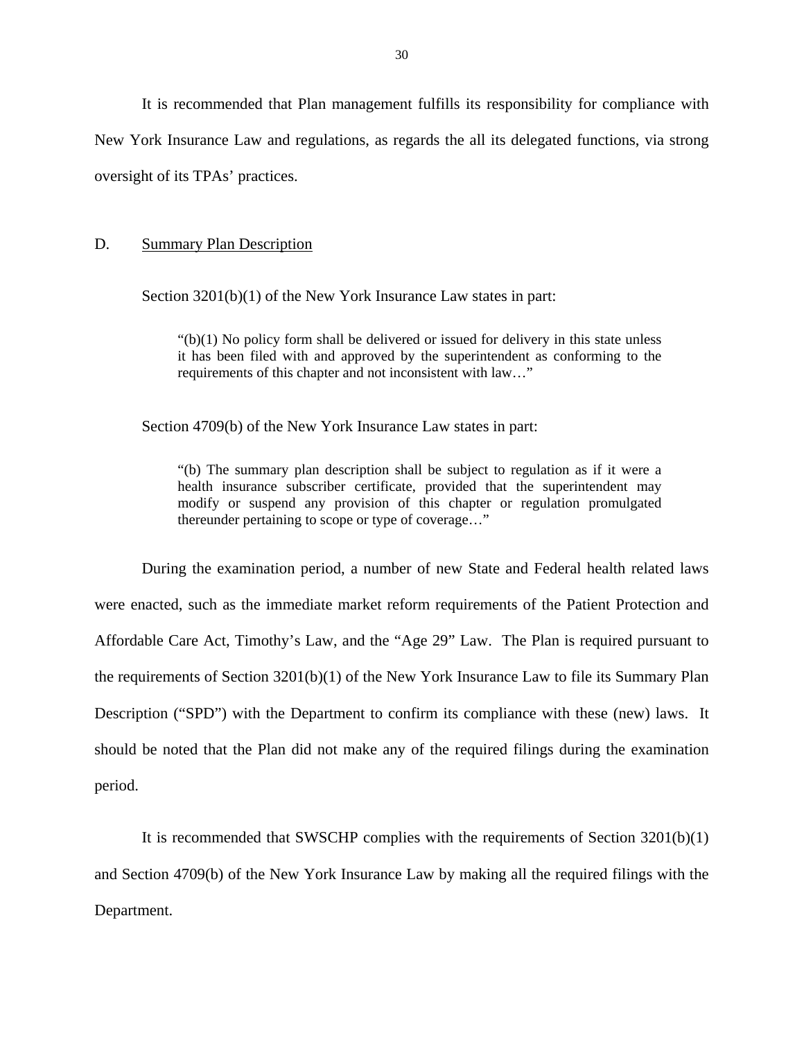It is recommended that Plan management fulfills its responsibility for compliance with New York Insurance Law and regulations, as regards the all its delegated functions, via strong oversight of its TPAs' practices.

## D. Summary Plan Description

Section 3201(b)(1) of the New York Insurance Law states in part:

> "(b)(1) No policy form shall be delivered or issued for delivery in this state unless it has been filed with and approved by the superintendent as conforming to the requirements of this chapter and not inconsistent with law…"

Section 4709(b) of the New York Insurance Law states in part:

> "(b) The summary plan description shall be subject to regulation as if it were a health insurance subscriber certificate, provided that the superintendent may modify or suspend any provision of this chapter or regulation promulgated thereunder pertaining to scope or type of coverage…"

During the examination period, a number of new State and Federal health related laws were enacted, such as the immediate market reform requirements of the Patient Protection and Affordable Care Act, Timothy's Law, and the "Age 29" Law. The Plan is required pursuant to the requirements of Section 3201(b)(1) of the New York Insurance Law to file its Summary Plan Description ("SPD") with the Department to confirm its compliance with these (new) laws. It should be noted that the Plan did not make any of the required filings during the examination period.

It is recommended that SWSCHP complies with the requirements of Section 3201(b)(1) and Section 4709(b) of the New York Insurance Law by making all the required filings with the Department.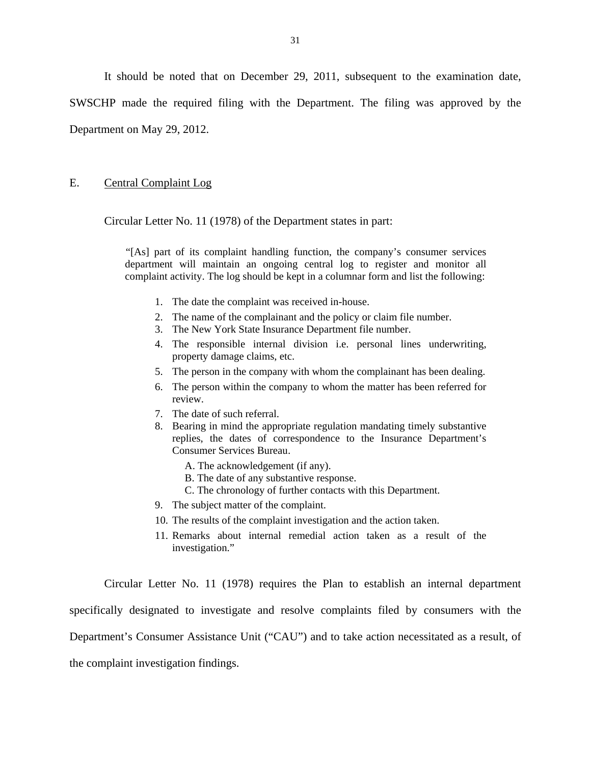It should be noted that on December 29, 2011, subsequent to the examination date, SWSCHP made the required filing with the Department. The filing was approved by the Department on May 29, 2012.

## E. Central Complaint Log

Circular Letter No. 11 (1978) of the Department states in part:

> "[As] part of its complaint handling function, the company's consumer services department will maintain an ongoing central log to register and monitor all complaint activity. The log should be kept in a columnar form and list the following:
>
> 1. The date the complaint was received in-house.
> 2. The name of the complainant and the policy or claim file number.
> 3. The New York State Insurance Department file number.
> 4. The responsible internal division i.e. personal lines underwriting, property damage claims, etc.
> 5. The person in the company with whom the complainant has been dealing.
> 6. The person within the company to whom the matter has been referred for review.
> 7. The date of such referral.
> 8. Bearing in mind the appropriate regulation mandating timely substantive replies, the dates of correspondence to the Insurance Department's Consumer Services Bureau.
>
>    A. The acknowledgement (if any).
>    B. The date of any substantive response.
>    C. The chronology of further contacts with this Department.
> 9. The subject matter of the complaint.
> 10. The results of the complaint investigation and the action taken.
> 11. Remarks about internal remedial action taken as a result of the investigation."

Circular Letter No. 11 (1978) requires the Plan to establish an internal department specifically designated to investigate and resolve complaints filed by consumers with the Department's Consumer Assistance Unit ("CAU") and to take action necessitated as a result, of the complaint investigation findings.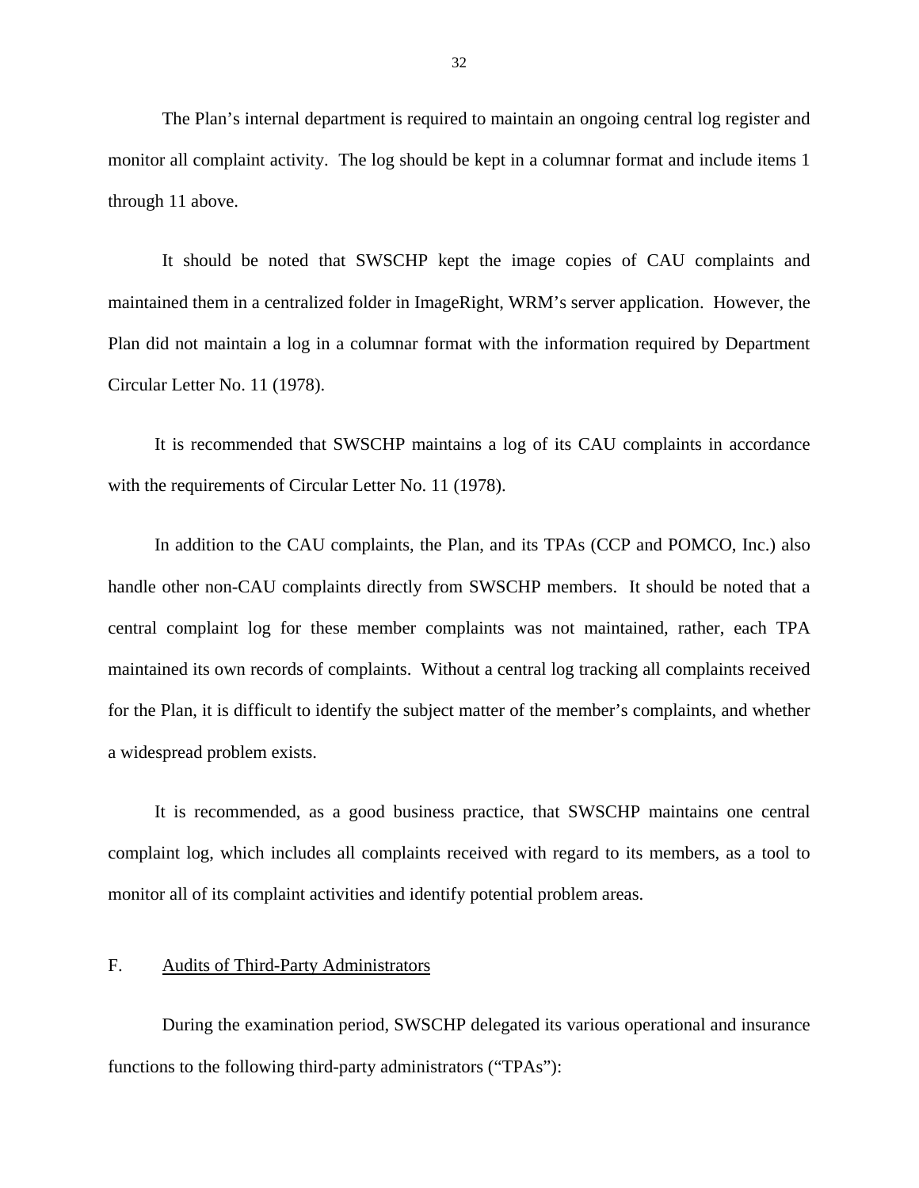The Plan's internal department is required to maintain an ongoing central log register and monitor all complaint activity. The log should be kept in a columnar format and include items 1 through 11 above.

It should be noted that SWSCHP kept the image copies of CAU complaints and maintained them in a centralized folder in ImageRight, WRM's server application. However, the Plan did not maintain a log in a columnar format with the information required by Department Circular Letter No. 11 (1978).

It is recommended that SWSCHP maintains a log of its CAU complaints in accordance with the requirements of Circular Letter No. 11 (1978).

In addition to the CAU complaints, the Plan, and its TPAs (CCP and POMCO, Inc.) also handle other non-CAU complaints directly from SWSCHP members. It should be noted that a central complaint log for these member complaints was not maintained, rather, each TPA maintained its own records of complaints. Without a central log tracking all complaints received for the Plan, it is difficult to identify the subject matter of the member's complaints, and whether a widespread problem exists.

It is recommended, as a good business practice, that SWSCHP maintains one central complaint log, which includes all complaints received with regard to its members, as a tool to monitor all of its complaint activities and identify potential problem areas.

## F. Audits of Third-Party Administrators

During the examination period, SWSCHP delegated its various operational and insurance functions to the following third-party administrators ("TPAs"):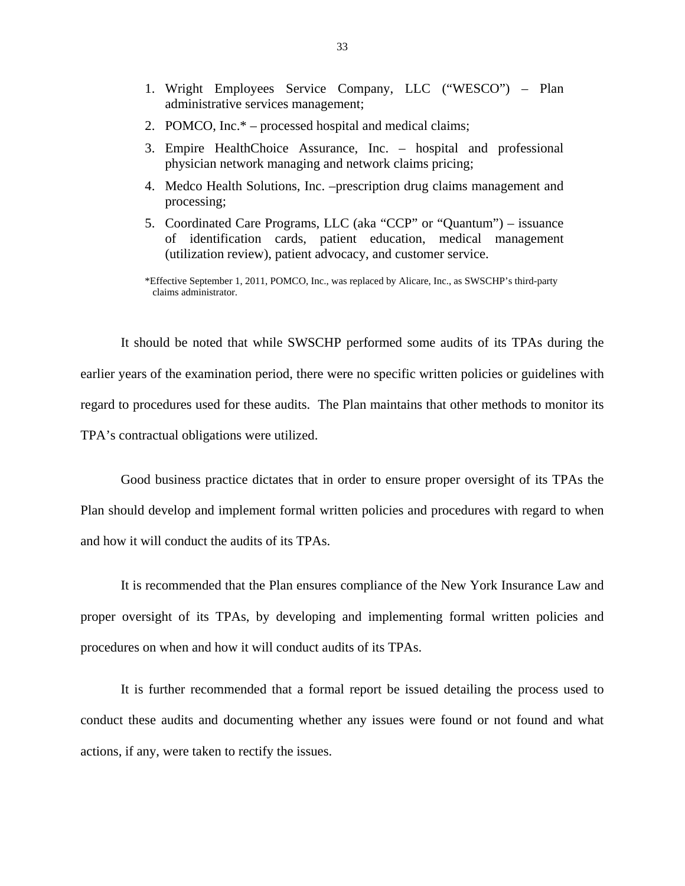1. Wright Employees Service Company, LLC ("WESCO") – Plan administrative services management;
2. POMCO, Inc.* – processed hospital and medical claims;
3. Empire HealthChoice Assurance, Inc. – hospital and professional physician network managing and network claims pricing;
4. Medco Health Solutions, Inc. –prescription drug claims management and processing;
5. Coordinated Care Programs, LLC (aka "CCP" or "Quantum") – issuance of identification cards, patient education, medical management (utilization review), patient advocacy, and customer service.

*Effective September 1, 2011, POMCO, Inc., was replaced by Alicare, Inc., as SWSCHP's third-party claims administrator.

It should be noted that while SWSCHP performed some audits of its TPAs during the earlier years of the examination period, there were no specific written policies or guidelines with regard to procedures used for these audits. The Plan maintains that other methods to monitor its TPA's contractual obligations were utilized.

Good business practice dictates that in order to ensure proper oversight of its TPAs the Plan should develop and implement formal written policies and procedures with regard to when and how it will conduct the audits of its TPAs.

It is recommended that the Plan ensures compliance of the New York Insurance Law and proper oversight of its TPAs, by developing and implementing formal written policies and procedures on when and how it will conduct audits of its TPAs.

It is further recommended that a formal report be issued detailing the process used to conduct these audits and documenting whether any issues were found or not found and what actions, if any, were taken to rectify the issues.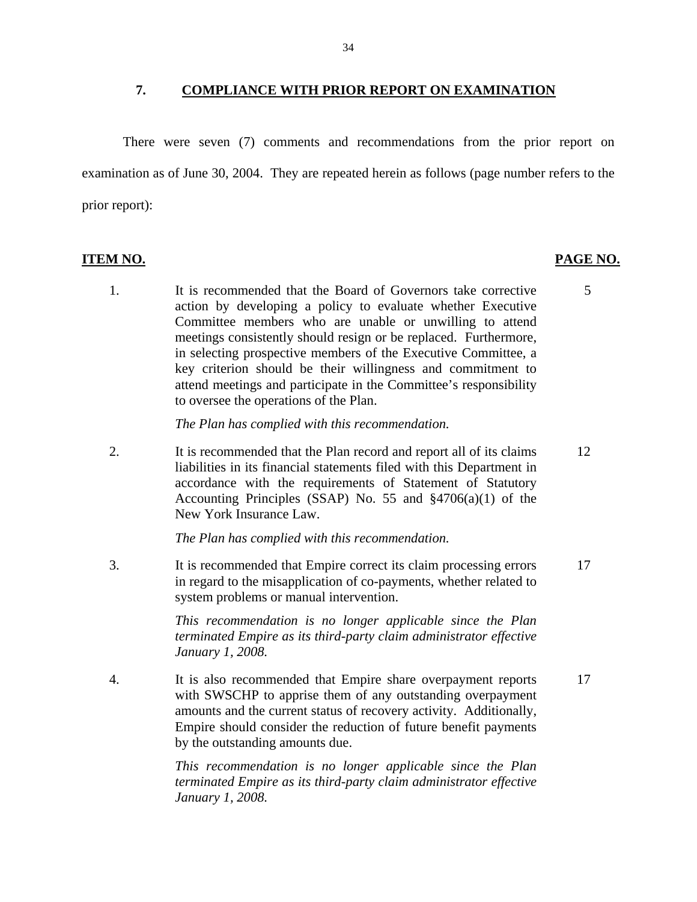## 7. COMPLIANCE WITH PRIOR REPORT ON EXAMINATION

There were seven (7) comments and recommendations from the prior report on examination as of June 30, 2004. They are repeated herein as follows (page number refers to the prior report):

| ITEM NO. | | PAGE NO. |
|---|---|---|
| 1. | It is recommended that the Board of Governors take corrective action by developing a policy to evaluate whether Executive Committee members who are unable or unwilling to attend meetings consistently should resign or be replaced. Furthermore, in selecting prospective members of the Executive Committee, a key criterion should be their willingness and commitment to attend meetings and participate in the Committee's responsibility to oversee the operations of the Plan.<br><br>*The Plan has complied with this recommendation.* | 5 |
| 2. | It is recommended that the Plan record and report all of its claims liabilities in its financial statements filed with this Department in accordance with the requirements of Statement of Statutory Accounting Principles (SSAP) No. 55 and §4706(a)(1) of the New York Insurance Law.<br><br>*The Plan has complied with this recommendation.* | 12 |
| 3. | It is recommended that Empire correct its claim processing errors in regard to the misapplication of co-payments, whether related to system problems or manual intervention.<br><br>*This recommendation is no longer applicable since the Plan terminated Empire as its third-party claim administrator effective January 1, 2008.* | 17 |
| 4. | It is also recommended that Empire share overpayment reports with SWSCHP to apprise them of any outstanding overpayment amounts and the current status of recovery activity. Additionally, Empire should consider the reduction of future benefit payments by the outstanding amounts due.<br><br>*This recommendation is no longer applicable since the Plan terminated Empire as its third-party claim administrator effective January 1, 2008.* | 17 |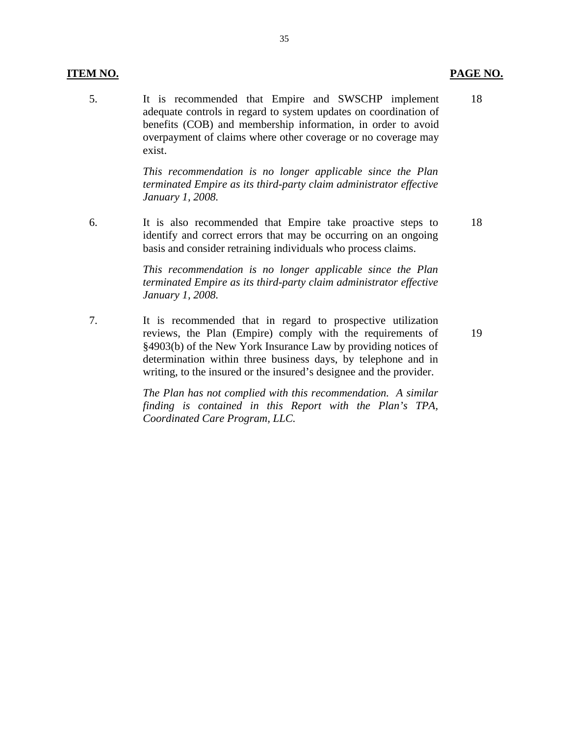| **ITEM NO.** | | **PAGE NO.** |
|---|---|---|
| 5. | It is recommended that Empire and SWSCHP implement adequate controls in regard to system updates on coordination of benefits (COB) and membership information, in order to avoid overpayment of claims where other coverage or no coverage may exist.<br><br>*This recommendation is no longer applicable since the Plan terminated Empire as its third-party claim administrator effective January 1, 2008.* | 18 |
| 6. | It is also recommended that Empire take proactive steps to identify and correct errors that may be occurring on an ongoing basis and consider retraining individuals who process claims.<br><br>*This recommendation is no longer applicable since the Plan terminated Empire as its third-party claim administrator effective January 1, 2008.* | 18 |
| 7. | It is recommended that in regard to prospective utilization reviews, the Plan (Empire) comply with the requirements of §4903(b) of the New York Insurance Law by providing notices of determination within three business days, by telephone and in writing, to the insured or the insured's designee and the provider.<br><br>*The Plan has not complied with this recommendation. A similar finding is contained in this Report with the Plan's TPA, Coordinated Care Program, LLC.* | 19 |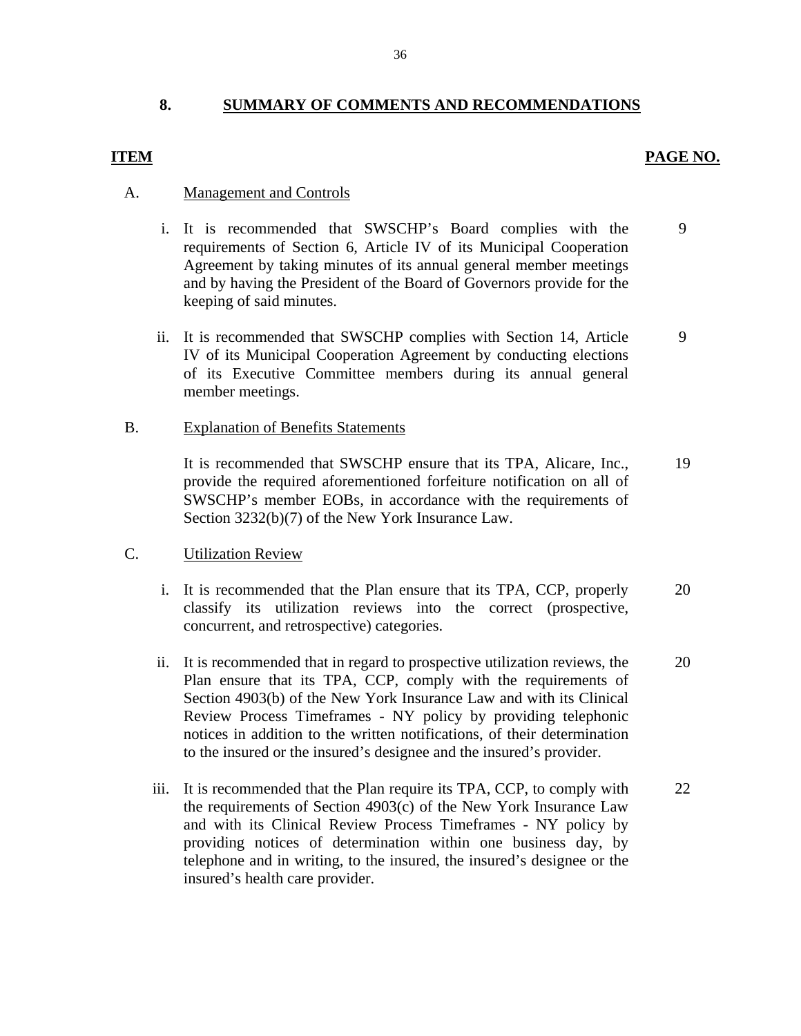## 8. SUMMARY OF COMMENTS AND RECOMMENDATIONS

| ITEM | | PAGE NO. |
|---|---|---|
| A. | Management and Controls | |
| i. | It is recommended that SWSCHP's Board complies with the requirements of Section 6, Article IV of its Municipal Cooperation Agreement by taking minutes of its annual general member meetings and by having the President of the Board of Governors provide for the keeping of said minutes. | 9 |
| ii. | It is recommended that SWSCHP complies with Section 14, Article IV of its Municipal Cooperation Agreement by conducting elections of its Executive Committee members during its annual general member meetings. | 9 |
| B. | Explanation of Benefits Statements | |
| | It is recommended that SWSCHP ensure that its TPA, Alicare, Inc., provide the required aforementioned forfeiture notification on all of SWSCHP's member EOBs, in accordance with the requirements of Section 3232(b)(7) of the New York Insurance Law. | 19 |
| C. | Utilization Review | |
| i. | It is recommended that the Plan ensure that its TPA, CCP, properly classify its utilization reviews into the correct (prospective, concurrent, and retrospective) categories. | 20 |
| ii. | It is recommended that in regard to prospective utilization reviews, the Plan ensure that its TPA, CCP, comply with the requirements of Section 4903(b) of the New York Insurance Law and with its Clinical Review Process Timeframes - NY policy by providing telephonic notices in addition to the written notifications, of their determination to the insured or the insured's designee and the insured's provider. | 20 |
| iii. | It is recommended that the Plan require its TPA, CCP, to comply with the requirements of Section 4903(c) of the New York Insurance Law and with its Clinical Review Process Timeframes - NY policy by providing notices of determination within one business day, by telephone and in writing, to the insured, the insured's designee or the insured's health care provider. | 22 |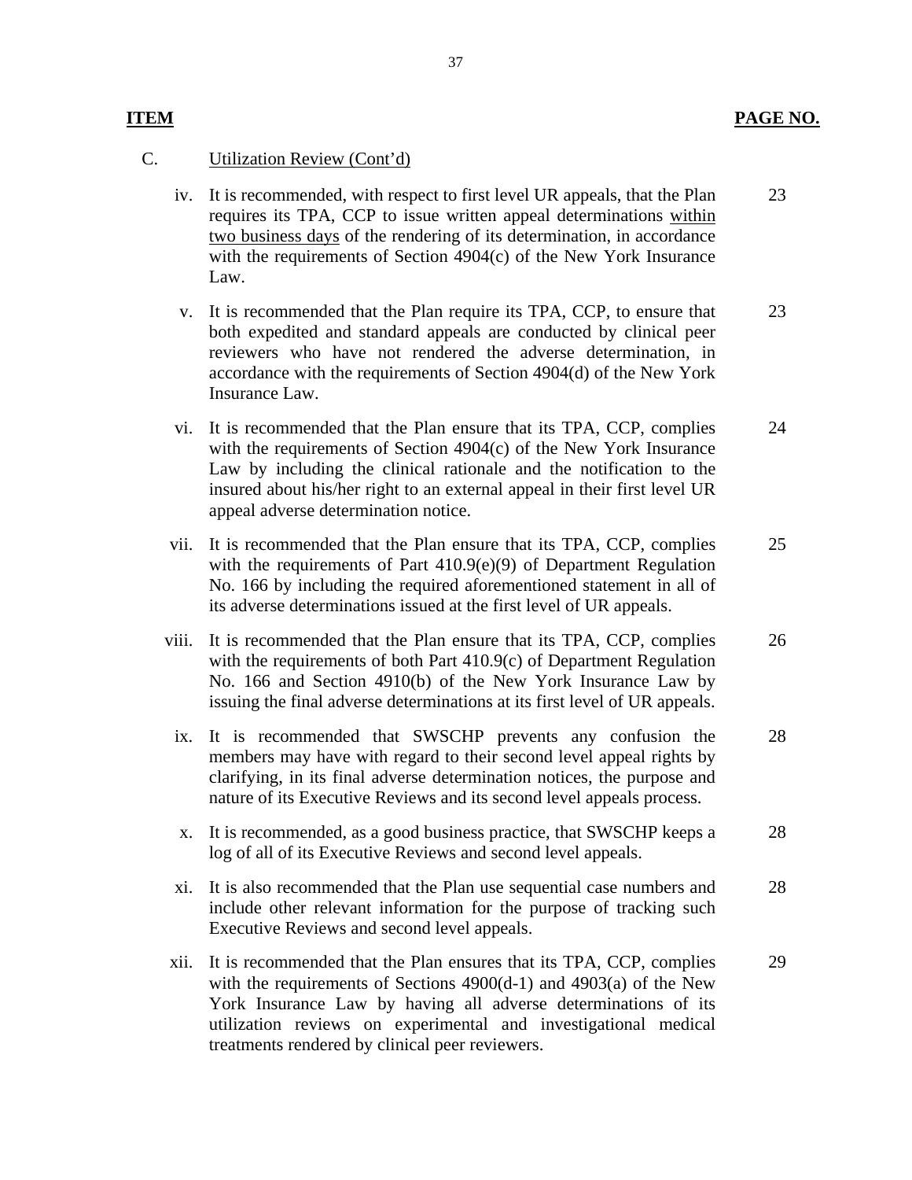| ITEM | | PAGE NO. |
|---|---|---|
| C. | Utilization Review (Cont'd) | |
| iv. | It is recommended, with respect to first level UR appeals, that the Plan requires its TPA, CCP to issue written appeal determinations <u>within two business days</u> of the rendering of its determination, in accordance with the requirements of Section 4904(c) of the New York Insurance Law. | 23 |
| v. | It is recommended that the Plan require its TPA, CCP, to ensure that both expedited and standard appeals are conducted by clinical peer reviewers who have not rendered the adverse determination, in accordance with the requirements of Section 4904(d) of the New York Insurance Law. | 23 |
| vi. | It is recommended that the Plan ensure that its TPA, CCP, complies with the requirements of Section 4904(c) of the New York Insurance Law by including the clinical rationale and the notification to the insured about his/her right to an external appeal in their first level UR appeal adverse determination notice. | 24 |
| vii. | It is recommended that the Plan ensure that its TPA, CCP, complies with the requirements of Part 410.9(e)(9) of Department Regulation No. 166 by including the required aforementioned statement in all of its adverse determinations issued at the first level of UR appeals. | 25 |
| viii. | It is recommended that the Plan ensure that its TPA, CCP, complies with the requirements of both Part 410.9(c) of Department Regulation No. 166 and Section 4910(b) of the New York Insurance Law by issuing the final adverse determinations at its first level of UR appeals. | 26 |
| ix. | It is recommended that SWSCHP prevents any confusion the members may have with regard to their second level appeal rights by clarifying, in its final adverse determination notices, the purpose and nature of its Executive Reviews and its second level appeals process. | 28 |
| x. | It is recommended, as a good business practice, that SWSCHP keeps a log of all of its Executive Reviews and second level appeals. | 28 |
| xi. | It is also recommended that the Plan use sequential case numbers and include other relevant information for the purpose of tracking such Executive Reviews and second level appeals. | 28 |
| xii. | It is recommended that the Plan ensures that its TPA, CCP, complies with the requirements of Sections 4900(d-1) and 4903(a) of the New York Insurance Law by having all adverse determinations of its utilization reviews on experimental and investigational medical treatments rendered by clinical peer reviewers. | 29 |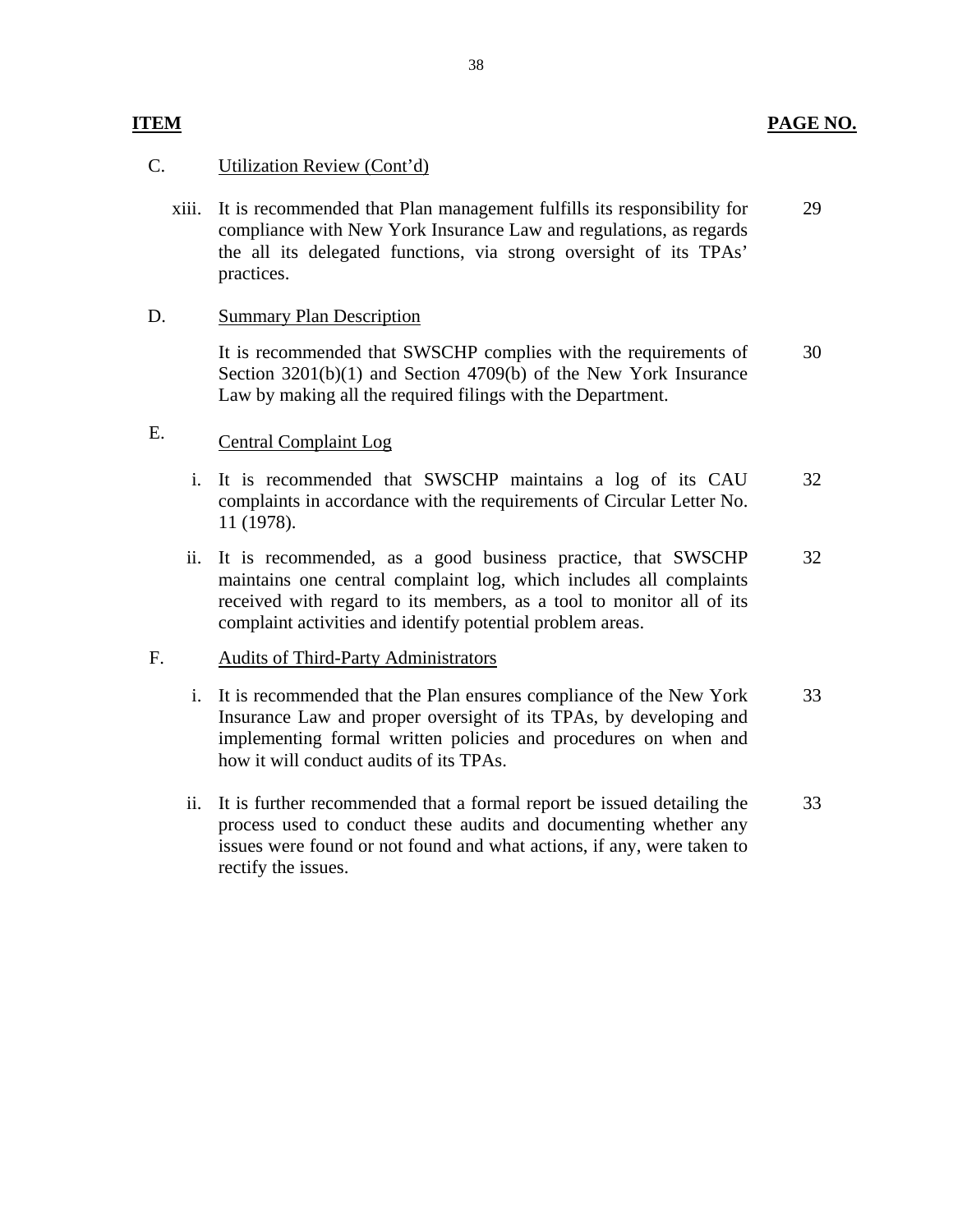| ITEM | | PAGE NO. |
|---|---|---|
| C. | Utilization Review (Cont'd) | |
| xiii. | It is recommended that Plan management fulfills its responsibility for compliance with New York Insurance Law and regulations, as regards the all its delegated functions, via strong oversight of its TPAs' practices. | 29 |
| D. | Summary Plan Description | |
| | It is recommended that SWSCHP complies with the requirements of Section 3201(b)(1) and Section 4709(b) of the New York Insurance Law by making all the required filings with the Department. | 30 |
| E. | Central Complaint Log | |
| i. | It is recommended that SWSCHP maintains a log of its CAU complaints in accordance with the requirements of Circular Letter No. 11 (1978). | 32 |
| ii. | It is recommended, as a good business practice, that SWSCHP maintains one central complaint log, which includes all complaints received with regard to its members, as a tool to monitor all of its complaint activities and identify potential problem areas. | 32 |
| F. | Audits of Third-Party Administrators | |
| i. | It is recommended that the Plan ensures compliance of the New York Insurance Law and proper oversight of its TPAs, by developing and implementing formal written policies and procedures on when and how it will conduct audits of its TPAs. | 33 |
| ii. | It is further recommended that a formal report be issued detailing the process used to conduct these audits and documenting whether any issues were found or not found and what actions, if any, were taken to rectify the issues. | 33 |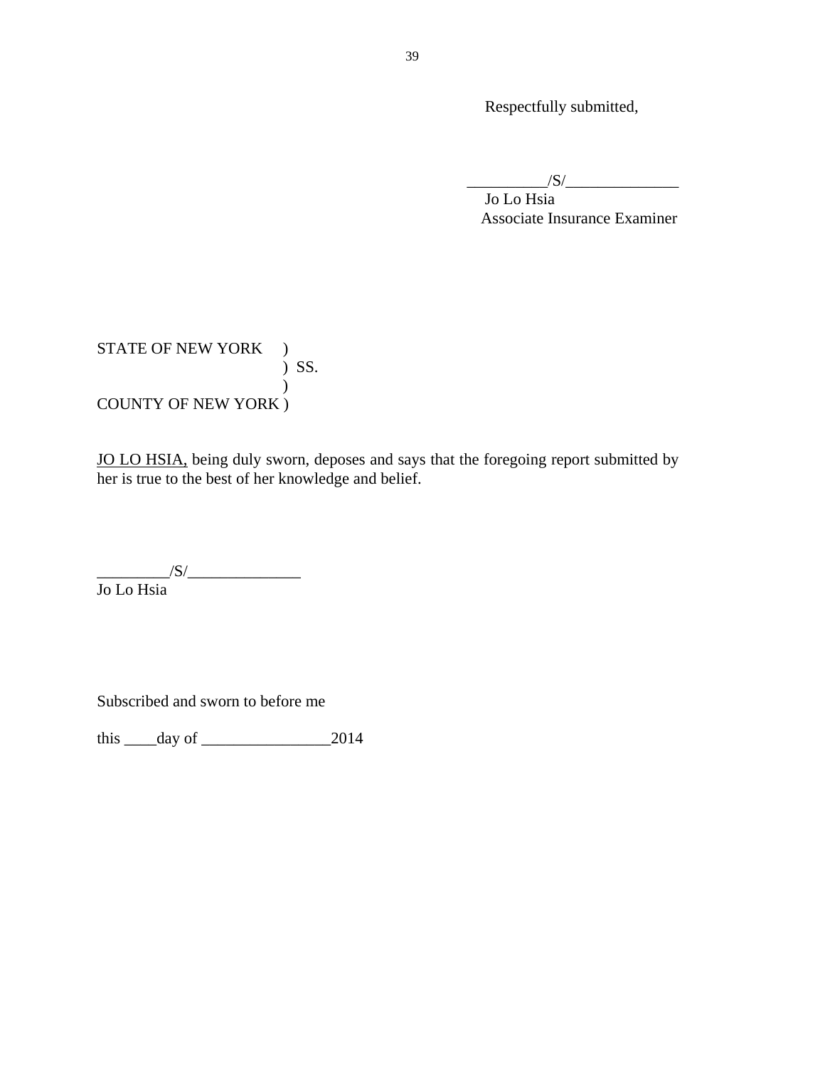Respectfully submitted,

__________/S/______________
Jo Lo Hsia
Associate Insurance Examiner

STATE OF NEW YORK )
) SS.
)
COUNTY OF NEW YORK )

<u>JO LO HSIA,</u> being duly sworn, deposes and says that the foregoing report submitted by her is true to the best of her knowledge and belief.

_________/S/______________
Jo Lo Hsia

Subscribed and sworn to before me

this ____day of ________________2014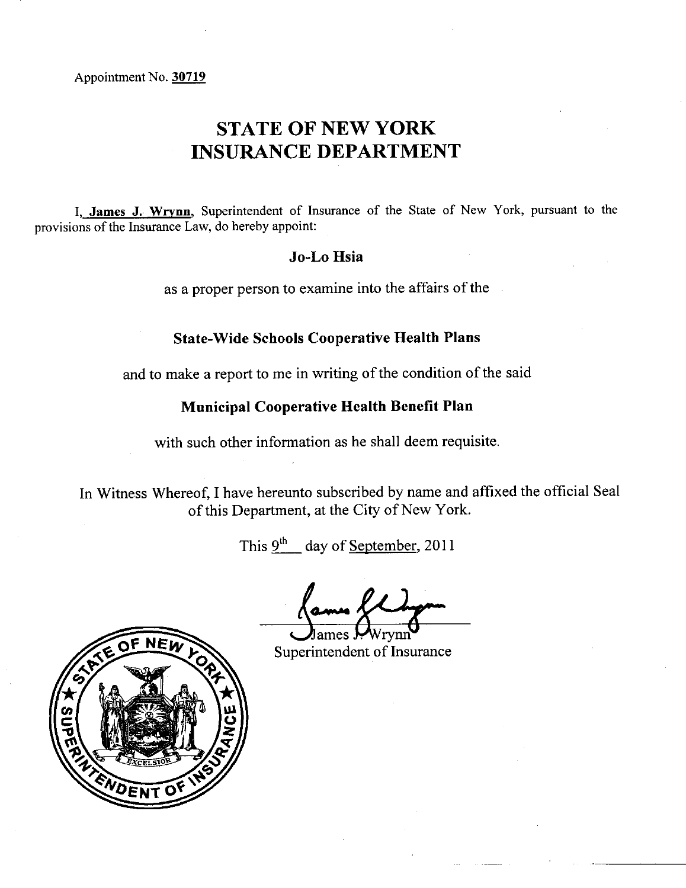Appointment No. 30719

# STATE OF NEW YORK
# INSURANCE DEPARTMENT

I, **James J. Wrynn**, Superintendent of Insurance of the State of New York, pursuant to the provisions of the Insurance Law, do hereby appoint:

**Jo-Lo Hsia**

as a proper person to examine into the affairs of the

**State-Wide Schools Cooperative Health Plans**

and to make a report to me in writing of the condition of the said

**Municipal Cooperative Health Benefit Plan**

with such other information as he shall deem requisite.

In Witness Whereof, I have hereunto subscribed by name and affixed the official Seal of this Department, at the City of New York.

This 9th day of September, 2011

James J. Wrynn
Superintendent of Insurance

STATE OF NEW YORK SUPERINTENDENT OF INSURANCE
EXCELSIOR